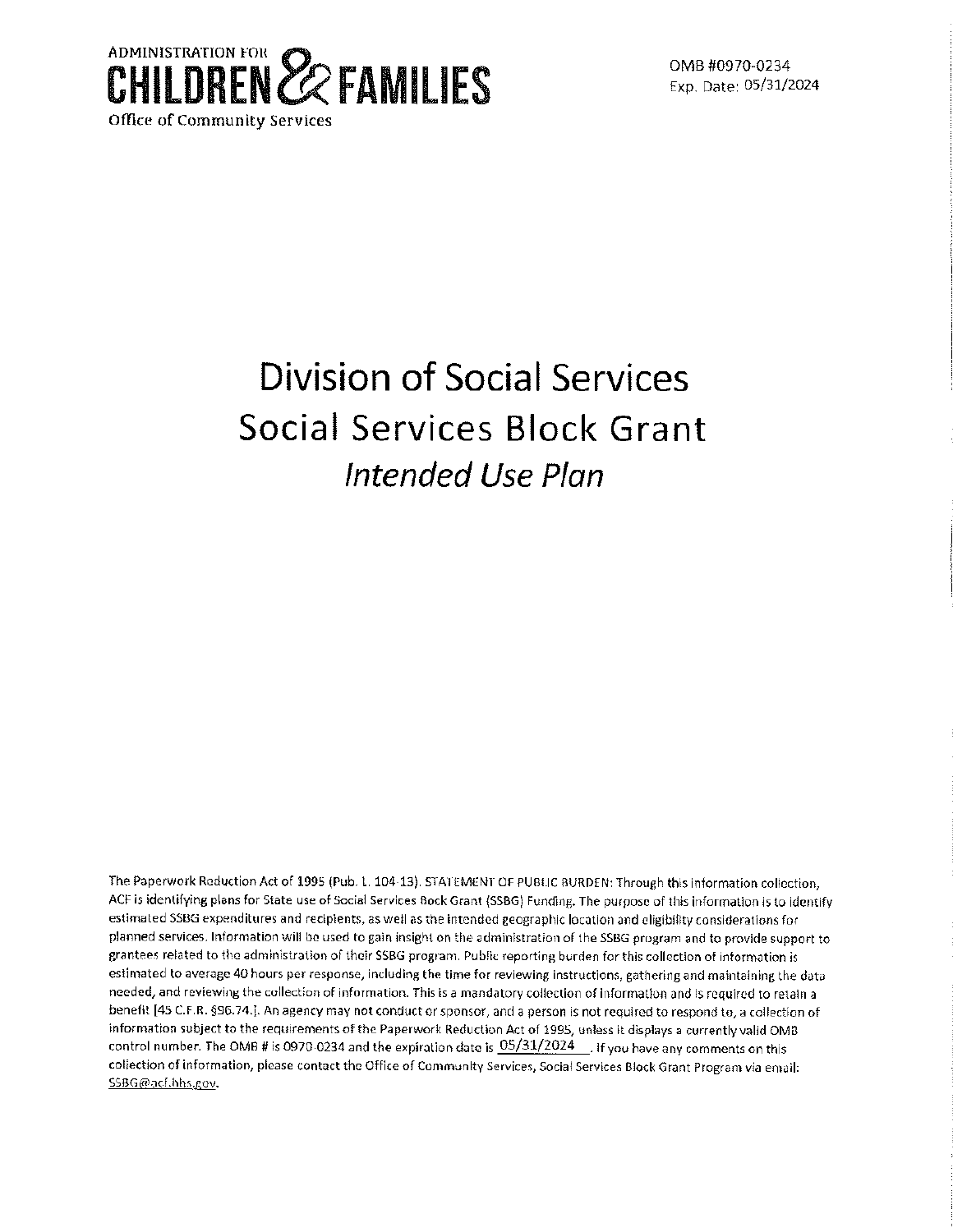ADMINISTRATION FOR
**CHILDREN & FAMILIES**
Office of Community Services

OMB #0970-0234
Exp. Date: 05/31/2024

# Division of Social Services
# Social Services Block Grant
## *Intended Use Plan*

The Paperwork Reduction Act of 1995 (Pub. L. 104-13). STATEMENT OF PUBLIC BURDEN: Through this information collection, ACF is identifying plans for State use of Social Services Bock Grant (SSBG) Funding. The purpose of this information is to identify estimated SSBG expenditures and recipients, as well as the intended geographic location and eligibility considerations for planned services. Information will be used to gain insight on the administration of the SSBG program and to provide support to grantees related to the administration of their SSBG program. Public reporting burden for this collection of information is estimated to average 40 hours per response, including the time for reviewing instructions, gathering and maintaining the data needed, and reviewing the collection of information. This is a mandatory collection of information and is required to retain a benefit [45 C.F.R. §96.74.]. An agency may not conduct or sponsor, and a person is not required to respond to, a collection of information subject to the requirements of the Paperwork Reduction Act of 1995, unless it displays a currently valid OMB control number. The OMB # is 0970-0234 and the expiration date is 05/31/2024. If you have any comments on this collection of information, please contact the Office of Community Services, Social Services Block Grant Program via email: SSBG@acf.hhs.gov.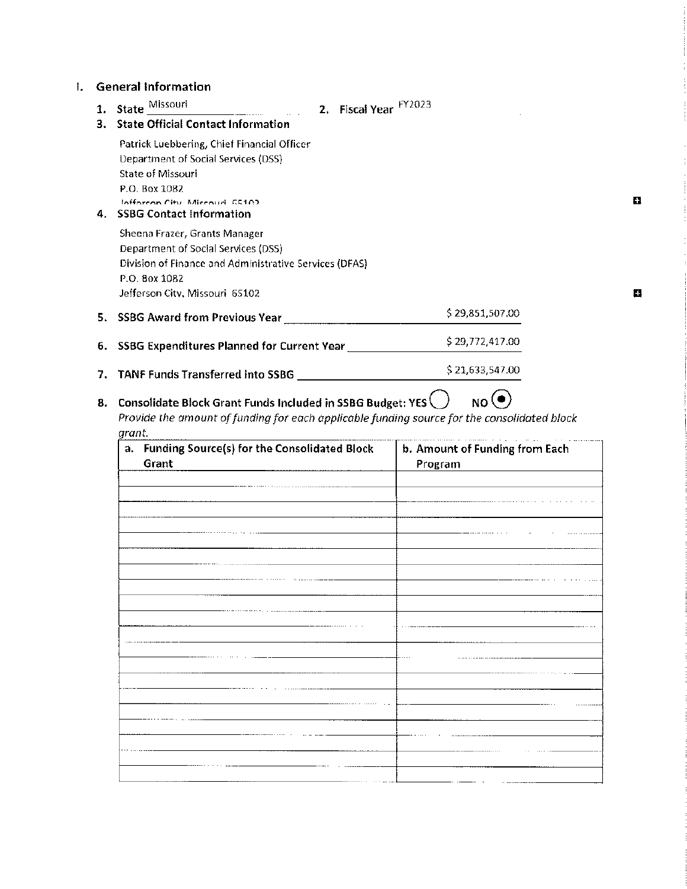## I. General Information

1. **State** Missouri 2. **Fiscal Year** FY2023

3. **State Official Contact Information**

   Patrick Luebbering, Chief Financial Officer
   Department of Social Services (DSS)
   State of Missouri
   P.O. Box 1082
   Jefferson City, Missouri 65102

4. **SSBG Contact Information**

   Sheena Frazer, Grants Manager
   Department of Social Services (DSS)
   Division of Finance and Administrative Services (DFAS)
   P.O. Box 1082
   Jefferson City, Missouri 65102

5. **SSBG Award from Previous Year** $ 29,851,507.00

6. **SSBG Expenditures Planned for Current Year** $ 29,772,417.00

7. **TANF Funds Transferred into SSBG** $ 21,633,547.00

8. **Consolidate Block Grant Funds Included in SSBG Budget: YES** ○ **NO** ◉

   *Provide the amount of funding for each applicable funding source for the consolidated block grant.*

| a. Funding Source(s) for the Consolidated Block Grant | b. Amount of Funding from Each Program |
|---|---|
| | |
| | |
| | |
| | |
| | |
| | |
| | |
| | |
| | |
| | |
| | |
| | |
| | |
| | |
| | |
| | |
| | |
| | |
| | |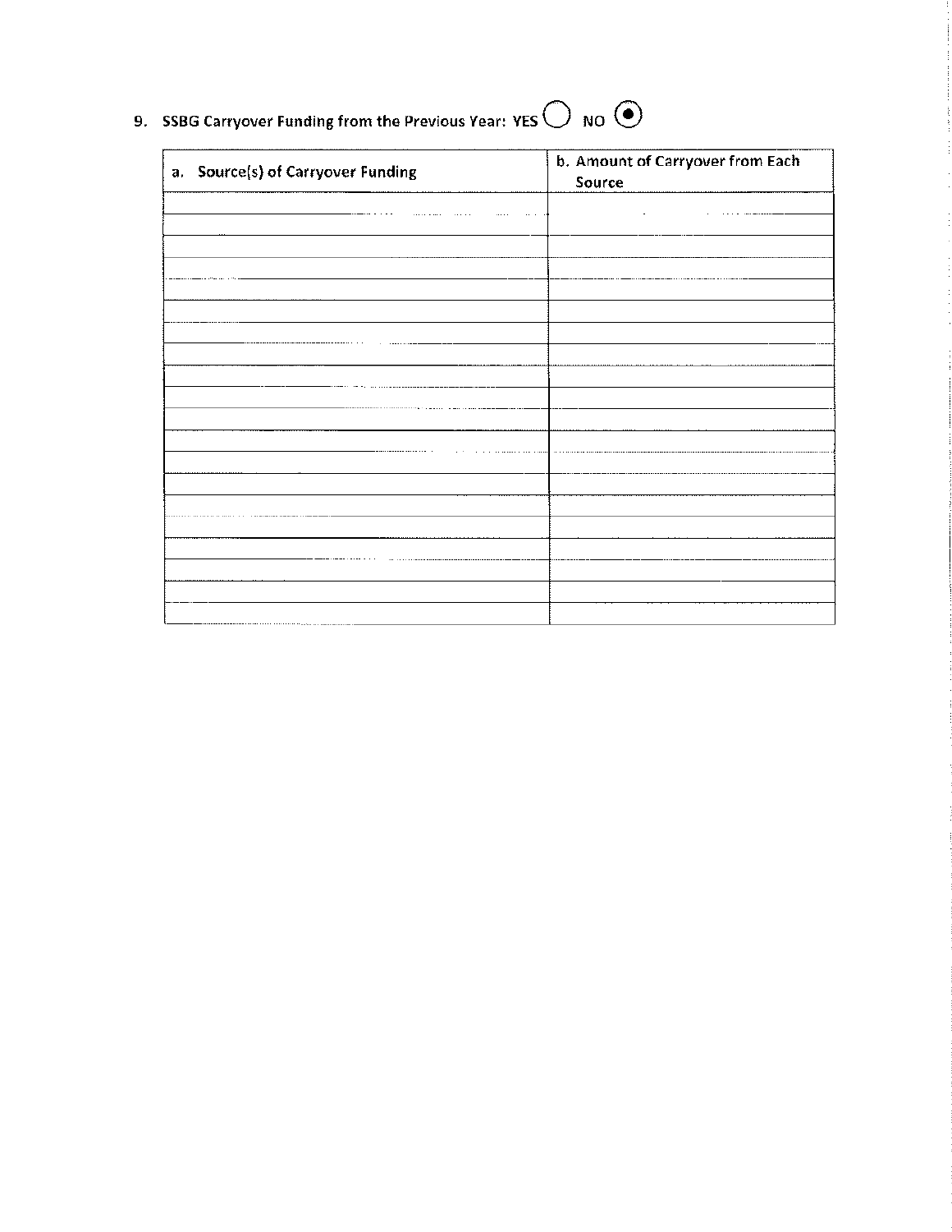9. SSBG Carryover Funding from the Previous Year: YES ○ NO ◉

| a. Source(s) of Carryover Funding | b. Amount of Carryover from Each Source |
|---|---|
| | |
| | |
| | |
| | |
| | |
| | |
| | |
| | |
| | |
| | |
| | |
| | |
| | |
| | |
| | |
| | |
| | |
| | |
| | |
| | |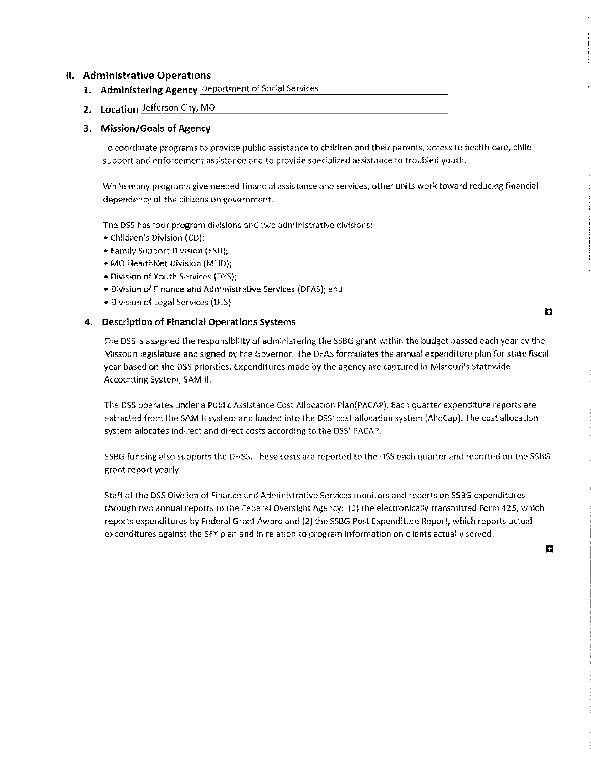## II. Administrative Operations

**1. Administering Agency** Department of Social Services

**2. Location** Jefferson City, MO

### 3. Mission/Goals of Agency

To coordinate programs to provide public assistance to children and their parents, access to health care, child support and enforcement assistance and to provide specialized assistance to troubled youth.

While many programs give needed financial assistance and services, other units work toward reducing financial dependency of the citizens on government.

The DSS has four program divisions and two administrative divisions:

- Children's Division (CD);
- Family Support Division (FSD);
- MO HealthNet Division (MHD);
- Division of Youth Services (DYS);
- Division of Finance and Administrative Services (DFAS); and
- Division of Legal Services (DLS)

### 4. Description of Financial Operations Systems

The DSS is assigned the responsibility of administering the SSBG grant within the budget passed each year by the Missouri legislature and signed by the Governor. The DFAS formulates the annual expenditure plan for state fiscal year based on the DSS priorities. Expenditures made by the agency are captured in Missouri's Statewide Accounting System, SAM II.

The DSS operates under a Public Assistance Cost Allocation Plan(PACAP). Each quarter expenditure reports are extracted from the SAM II system and loaded into the DSS' cost allocation system (AlloCap). The cost allocation system allocates indirect and direct costs according to the DSS' PACAP.

SSBG funding also supports the DHSS. These costs are reported to the DSS each quarter and reported on the SSBG grant report yearly.

Staff of the DSS Division of Finance and Administrative Services monitors and reports on SSBG expenditures through two annual reports to the Federal Oversight Agency: (1) the electronically transmitted Form 425, which reports expenditures by Federal Grant Award and (2) the SSBG Post Expenditure Report, which reports actual expenditures against the SFY plan and in relation to program information on clients actually served.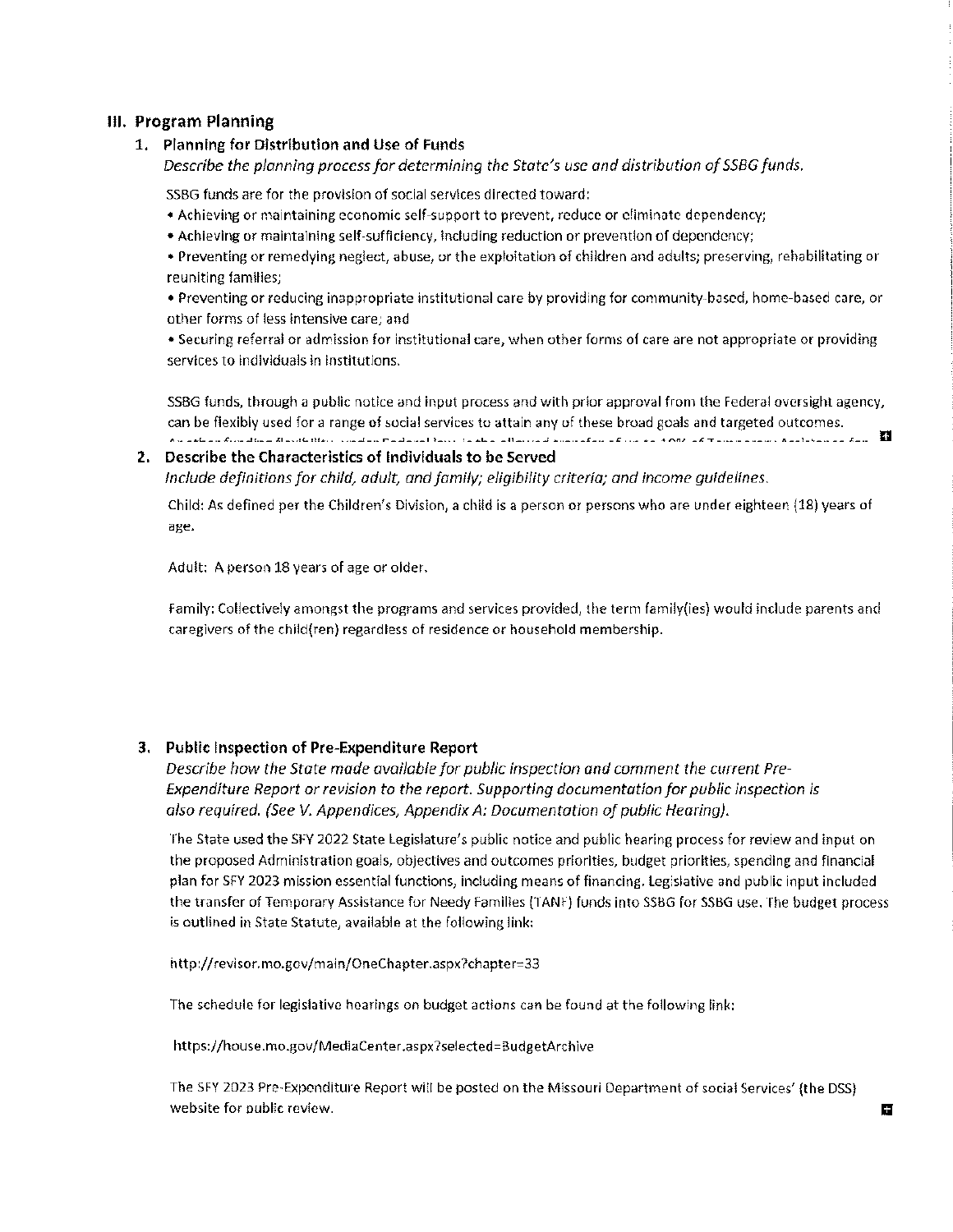## III. Program Planning

### 1. Planning for Distribution and Use of Funds

*Describe the planning process for determining the State's use and distribution of SSBG funds.*

SSBG funds are for the provision of social services directed toward:

- Achieving or maintaining economic self-support to prevent, reduce or eliminate dependency;
- Achieving or maintaining self-sufficiency, including reduction or prevention of dependency;
- Preventing or remedying neglect, abuse, or the exploitation of children and adults; preserving, rehabilitating or reuniting families;
- Preventing or reducing inappropriate institutional care by providing for community-based, home-based care, or other forms of less intensive care; and
- Securing referral or admission for institutional care, when other forms of care are not appropriate or providing services to individuals in institutions.

SSBG funds, through a public notice and input process and with prior approval from the Federal oversight agency, can be flexibly used for a range of social services to attain any of these broad goals and targeted outcomes.

### 2. Describe the Characteristics of Individuals to be Served

*Include definitions for child, adult, and family; eligibility criteria; and income guidelines.*

Child: As defined per the Children's Division, a child is a person or persons who are under eighteen (18) years of age.

Adult: A person 18 years of age or older.

Family: Collectively amongst the programs and services provided, the term family(ies) would include parents and caregivers of the child(ren) regardless of residence or household membership.

### 3. Public Inspection of Pre-Expenditure Report

*Describe how the State made available for public inspection and comment the current Pre-Expenditure Report or revision to the report. Supporting documentation for public inspection is also required. (See V. Appendices, Appendix A: Documentation of public Hearing).*

The State used the SFY 2022 State Legislature's public notice and public hearing process for review and input on the proposed Administration goals, objectives and outcomes priorities, budget priorities, spending and financial plan for SFY 2023 mission essential functions, including means of financing. Legislative and public input included the transfer of Temporary Assistance for Needy Families (TANF) funds into SSBG for SSBG use. The budget process is outlined in State Statute, available at the following link:

http://revisor.mo.gov/main/OneChapter.aspx?chapter=33

The schedule for legislative hearings on budget actions can be found at the following link:

https://house.mo.gov/MediaCenter.aspx?selected=BudgetArchive

The SFY 2023 Pre-Expenditure Report will be posted on the Missouri Department of social Services' (the DSS) website for public review.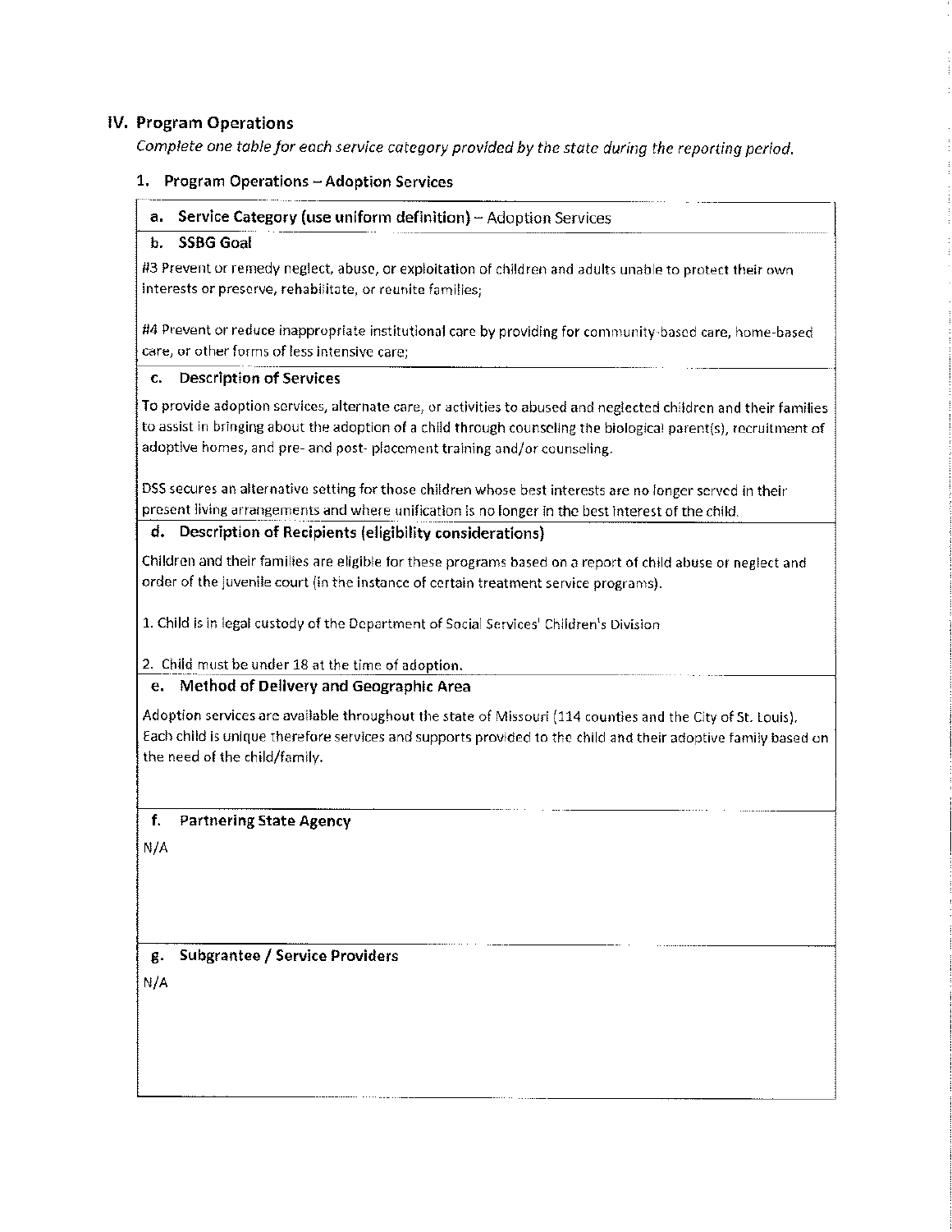## IV. Program Operations

*Complete one table for each service category provided by the state during the reporting period.*

### 1. Program Operations – Adoption Services

**a. Service Category (use uniform definition)** – Adoption Services

**b. SSBG Goal**

#3 Prevent or remedy neglect, abuse, or exploitation of children and adults unable to protect their own interests or preserve, rehabilitate, or reunite families;

#4 Prevent or reduce inappropriate institutional care by providing for community-based care, home-based care, or other forms of less intensive care;

**c. Description of Services**

To provide adoption services, alternate care, or activities to abused and neglected children and their families to assist in bringing about the adoption of a child through counseling the biological parent(s), recruitment of adoptive homes, and pre- and post- placement training and/or counseling.

DSS secures an alternative setting for those children whose best interests are no longer served in their present living arrangements and where unification is no longer in the best interest of the child.

**d. Description of Recipients (eligibility considerations)**

Children and their families are eligible for these programs based on a report of child abuse or neglect and order of the juvenile court (in the instance of certain treatment service programs).

1. Child is in legal custody of the Department of Social Services' Children's Division

2. Child must be under 18 at the time of adoption.

**e. Method of Delivery and Geographic Area**

Adoption services are available throughout the state of Missouri (114 counties and the City of St. Louis). Each child is unique therefore services and supports provided to the child and their adoptive family based on the need of the child/family.

**f. Partnering State Agency**

N/A

**g. Subgrantee / Service Providers**

N/A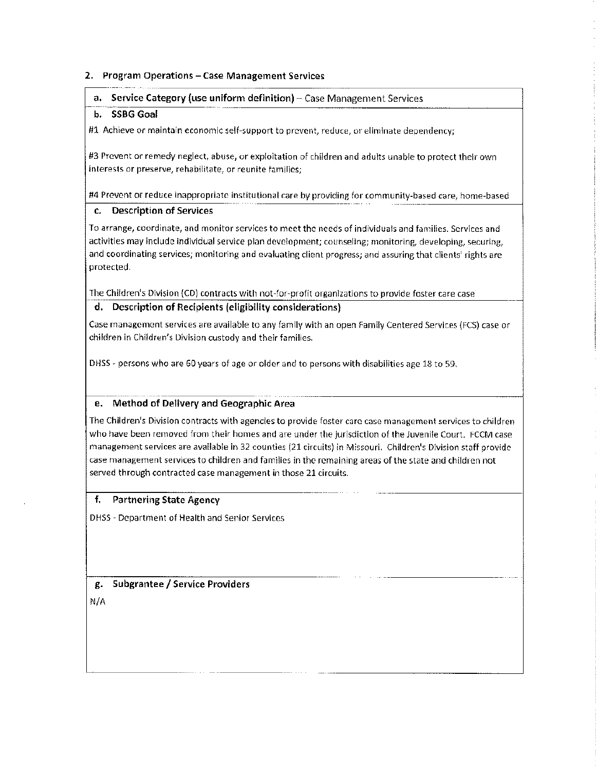## 2. Program Operations – Case Management Services

**a. Service Category (use uniform definition)** – Case Management Services

**b. SSBG Goal**

#1 Achieve or maintain economic self-support to prevent, reduce, or eliminate dependency;

#3 Prevent or remedy neglect, abuse, or exploitation of children and adults unable to protect their own interests or preserve, rehabilitate, or reunite families;

#4 Prevent or reduce inappropriate institutional care by providing for community-based care, home-based

**c. Description of Services**

To arrange, coordinate, and monitor services to meet the needs of individuals and families. Services and activities may include individual service plan development; counseling; monitoring, developing, securing, and coordinating services; monitoring and evaluating client progress; and assuring that clients' rights are protected.

The Children's Division (CD) contracts with not-for-profit organizations to provide foster care case

**d. Description of Recipients (eligibility considerations)**

Case management services are available to any family with an open Family Centered Services (FCS) case or children in Children's Division custody and their families.

DHSS - persons who are 60 years of age or older and to persons with disabilities age 18 to 59.

**e. Method of Delivery and Geographic Area**

The Children's Division contracts with agencies to provide foster care case management services to children who have been removed from their homes and are under the jurisdiction of the Juvenile Court. FCCM case management services are available in 32 counties (21 circuits) in Missouri. Children's Division staff provide case management services to children and families in the remaining areas of the state and children not served through contracted case management in those 21 circuits.

**f. Partnering State Agency**

DHSS - Department of Health and Senior Services

**g. Subgrantee / Service Providers**

N/A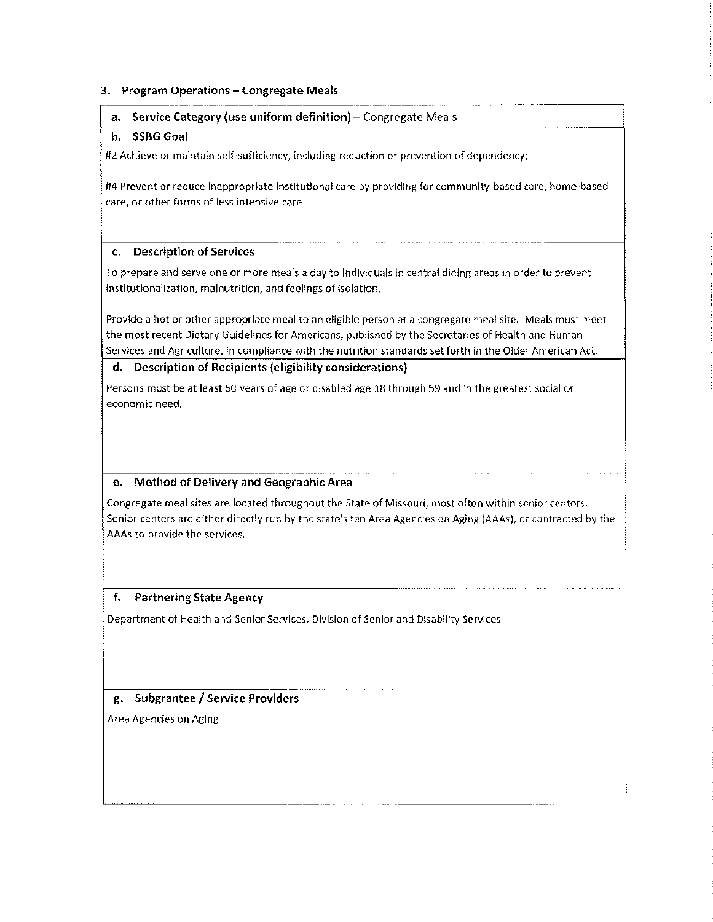### 3. Program Operations – Congregate Meals

#### a. Service Category (use uniform definition) – Congregate Meals

#### b. SSBG Goal

#2 Achieve or maintain self-sufficiency, including reduction or prevention of dependency;

#4 Prevent or reduce inappropriate institutional care by providing for community-based care, home-based care, or other forms of less intensive care

#### c. Description of Services

To prepare and serve one or more meals a day to individuals in central dining areas in order to prevent institutionalization, malnutrition, and feelings of isolation.

Provide a hot or other appropriate meal to an eligible person at a congregate meal site. Meals must meet the most recent Dietary Guidelines for Americans, published by the Secretaries of Health and Human Services and Agriculture, in compliance with the nutrition standards set forth in the Older American Act.

#### d. Description of Recipients (eligibility considerations)

Persons must be at least 60 years of age or disabled age 18 through 59 and in the greatest social or economic need.

#### e. Method of Delivery and Geographic Area

Congregate meal sites are located throughout the State of Missouri, most often within senior centers. Senior centers are either directly run by the state's ten Area Agencies on Aging (AAAs), or contracted by the AAAs to provide the services.

#### f. Partnering State Agency

Department of Health and Senior Services, Division of Senior and Disability Services

#### g. Subgrantee / Service Providers

Area Agencies on Aging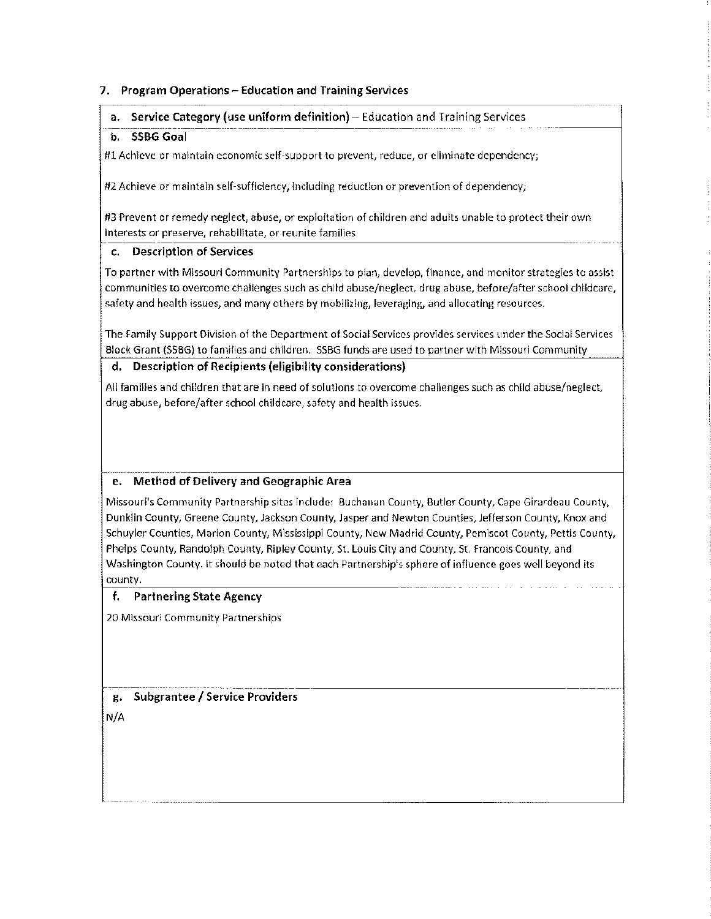## 7. Program Operations – Education and Training Services

**a. Service Category (use uniform definition)** – Education and Training Services

**b. SSBG Goal**

#1 Achieve or maintain economic self-support to prevent, reduce, or eliminate dependency;

#2 Achieve or maintain self-sufficiency, including reduction or prevention of dependency;

#3 Prevent or remedy neglect, abuse, or exploitation of children and adults unable to protect their own interests or preserve, rehabilitate, or reunite families

**c. Description of Services**

To partner with Missouri Community Partnerships to plan, develop, finance, and monitor strategies to assist communities to overcome challenges such as child abuse/neglect, drug abuse, before/after school childcare, safety and health issues, and many others by mobilizing, leveraging, and allocating resources.

The Family Support Division of the Department of Social Services provides services under the Social Services Block Grant (SSBG) to families and children. SSBG funds are used to partner with Missouri Community

**d. Description of Recipients (eligibility considerations)**

All families and children that are in need of solutions to overcome challenges such as child abuse/neglect, drug abuse, before/after school childcare, safety and health issues.

**e. Method of Delivery and Geographic Area**

Missouri's Community Partnership sites include: Buchanan County, Butler County, Cape Girardeau County, Dunklin County, Greene County, Jackson County, Jasper and Newton Counties, Jefferson County, Knox and Schuyler Counties, Marion County, Mississippi County, New Madrid County, Pemiscot County, Pettis County, Phelps County, Randolph County, Ripley County, St. Louis City and County, St. Francois County, and Washington County. It should be noted that each Partnership's sphere of influence goes well beyond its county.

**f. Partnering State Agency**

20 Missouri Community Partnerships

**g. Subgrantee / Service Providers**

N/A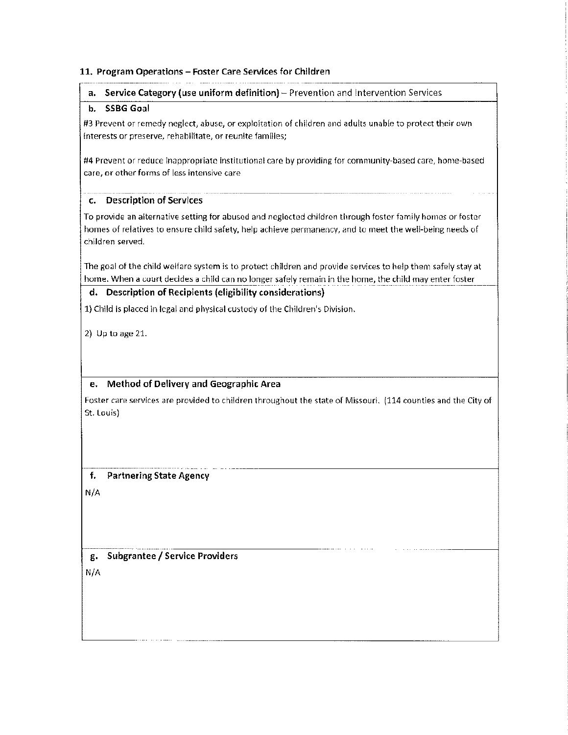## 11. Program Operations – Foster Care Services for Children

### a. Service Category (use uniform definition) – Prevention and Intervention Services

### b. SSBG Goal

#3 Prevent or remedy neglect, abuse, or exploitation of children and adults unable to protect their own interests or preserve, rehabilitate, or reunite families;

#4 Prevent or reduce inappropriate institutional care by providing for community-based care, home-based care, or other forms of less intensive care

### c. Description of Services

To provide an alternative setting for abused and neglected children through foster family homes or foster homes of relatives to ensure child safety, help achieve permanency, and to meet the well-being needs of children served.

The goal of the child welfare system is to protect children and provide services to help them safely stay at home. When a court decides a child can no longer safely remain in the home, the child may enter foster

### d. Description of Recipients (eligibility considerations)

1) Child is placed in legal and physical custody of the Children's Division.

2) Up to age 21.

### e. Method of Delivery and Geographic Area

Foster care services are provided to children throughout the state of Missouri. (114 counties and the City of St. Louis)

### f. Partnering State Agency

N/A

### g. Subgrantee / Service Providers

N/A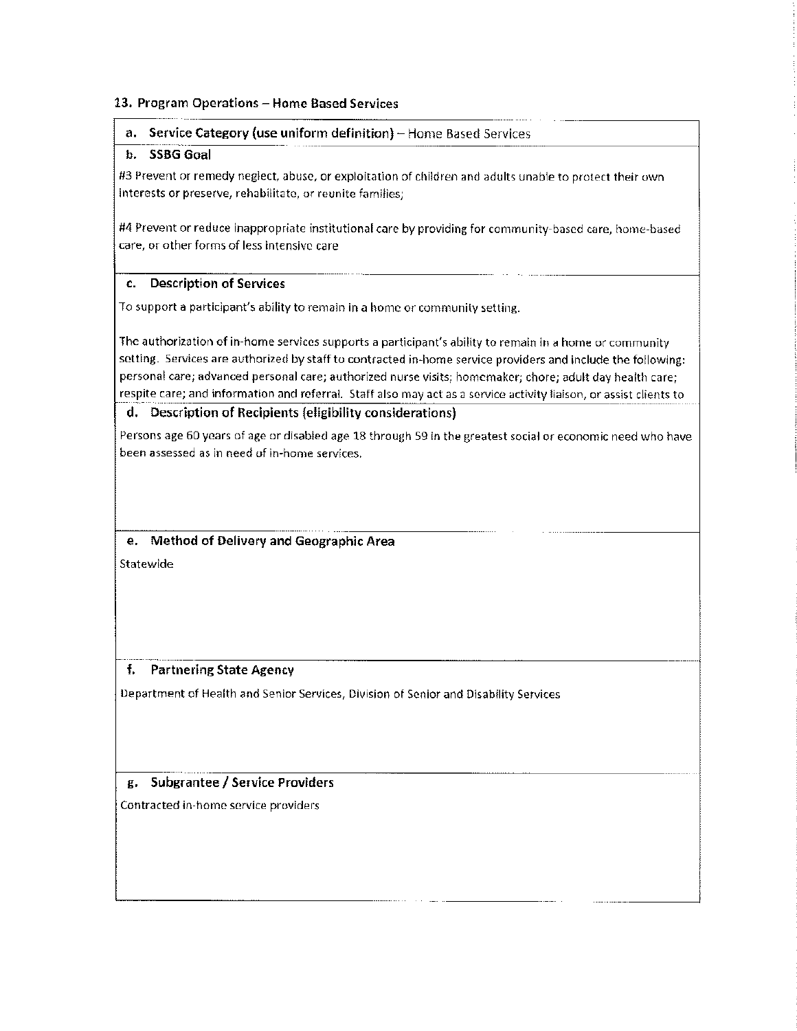## 13. Program Operations – Home Based Services

**a. Service Category (use uniform definition)** – Home Based Services

**b. SSBG Goal**

#3 Prevent or remedy neglect, abuse, or exploitation of children and adults unable to protect their own interests or preserve, rehabilitate, or reunite families;

#4 Prevent or reduce inappropriate institutional care by providing for community-based care, home-based care, or other forms of less intensive care

**c. Description of Services**

To support a participant's ability to remain in a home or community setting.

The authorization of in-home services supports a participant's ability to remain in a home or community setting. Services are authorized by staff to contracted in-home service providers and include the following: personal care; advanced personal care; authorized nurse visits; homemaker; chore; adult day health care; respite care; and information and referral. Staff also may act as a service activity liaison, or assist clients to

**d. Description of Recipients (eligibility considerations)**

Persons age 60 years of age or disabled age 18 through 59 in the greatest social or economic need who have been assessed as in need of in-home services.

**e. Method of Delivery and Geographic Area**

Statewide

**f. Partnering State Agency**

Department of Health and Senior Services, Division of Senior and Disability Services

**g. Subgrantee / Service Providers**

Contracted in-home service providers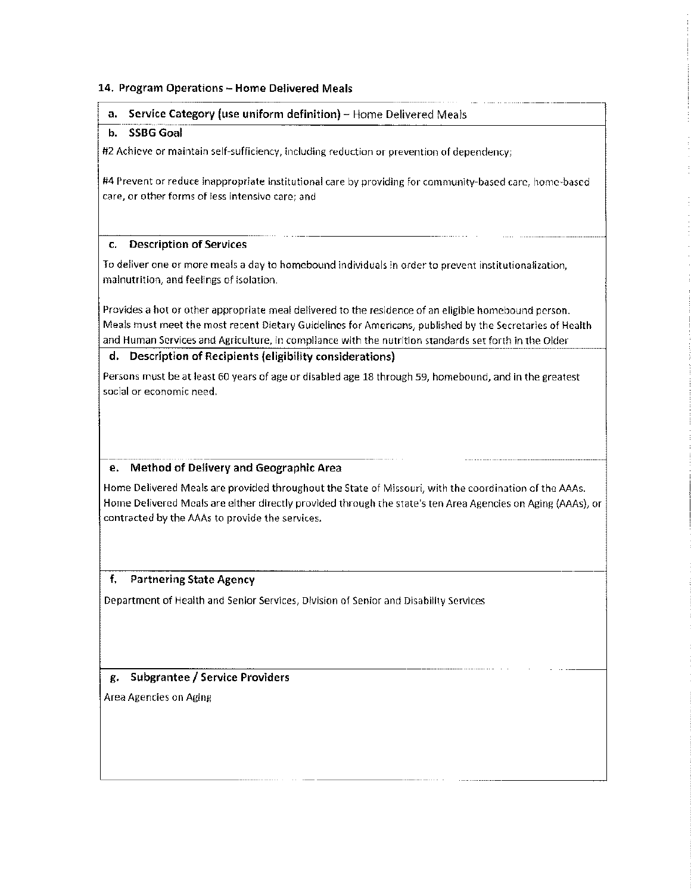## 14. Program Operations – Home Delivered Meals

**a. Service Category (use uniform definition)** – Home Delivered Meals

**b. SSBG Goal**

#2 Achieve or maintain self-sufficiency, including reduction or prevention of dependency;

#4 Prevent or reduce inappropriate institutional care by providing for community-based care, home-based care, or other forms of less intensive care; and

**c. Description of Services**

To deliver one or more meals a day to homebound individuals in order to prevent institutionalization, malnutrition, and feelings of isolation.

Provides a hot or other appropriate meal delivered to the residence of an eligible homebound person. Meals must meet the most recent Dietary Guidelines for Americans, published by the Secretaries of Health and Human Services and Agriculture, in compliance with the nutrition standards set forth in the Older

**d. Description of Recipients (eligibility considerations)**

Persons must be at least 60 years of age or disabled age 18 through 59, homebound, and in the greatest social or economic need.

**e. Method of Delivery and Geographic Area**

Home Delivered Meals are provided throughout the State of Missouri, with the coordination of the AAAs. Home Delivered Meals are either directly provided through the state's ten Area Agencies on Aging (AAAs), or contracted by the AAAs to provide the services.

**f. Partnering State Agency**

Department of Health and Senior Services, Division of Senior and Disability Services

**g. Subgrantee / Service Providers**

Area Agencies on Aging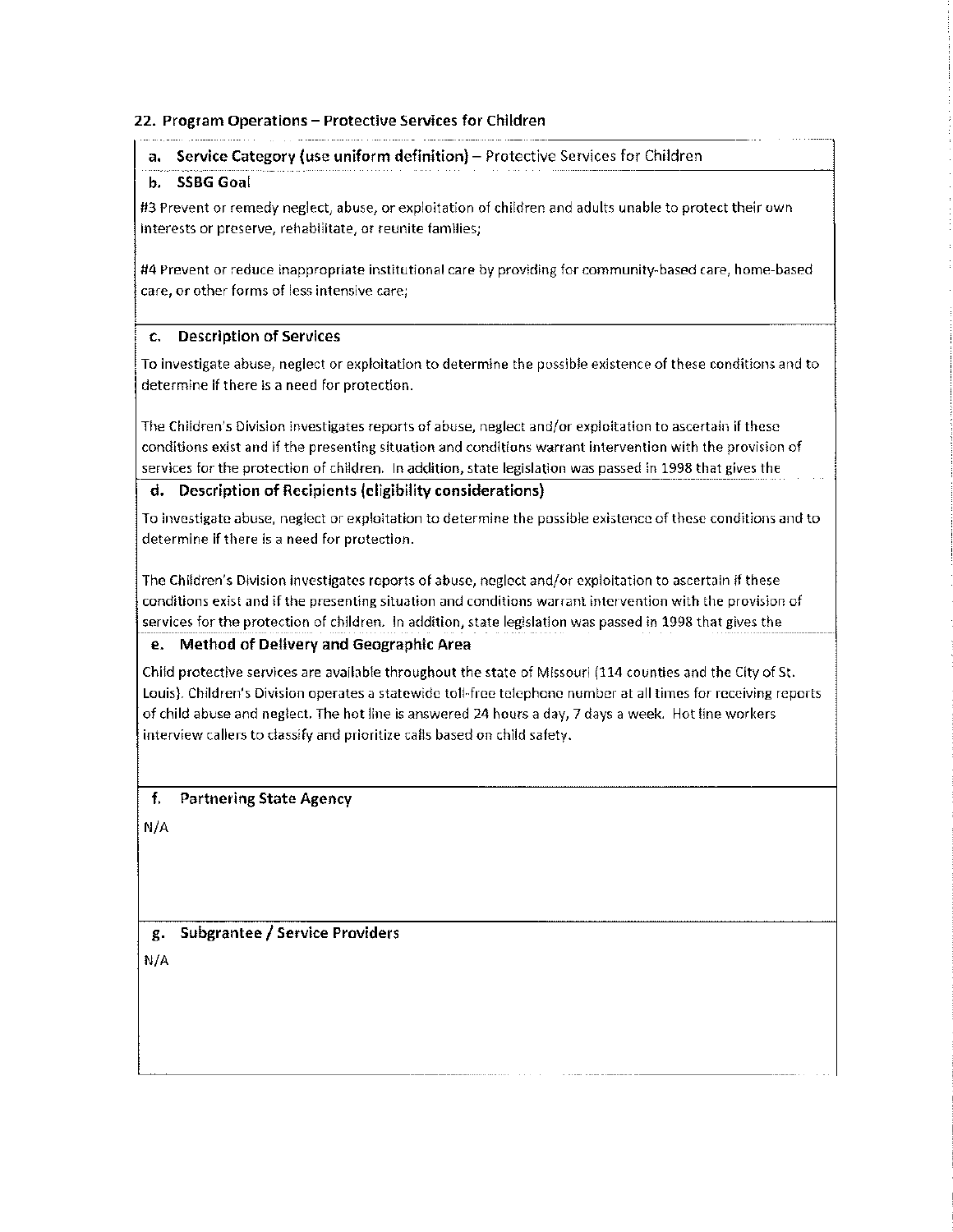## 22. Program Operations – Protective Services for Children

**a. Service Category (use uniform definition)** – Protective Services for Children

**b. SSBG Goal**

#3 Prevent or remedy neglect, abuse, or exploitation of children and adults unable to protect their own interests or preserve, rehabilitate, or reunite families;

#4 Prevent or reduce inappropriate institutional care by providing for community-based care, home-based care, or other forms of less intensive care;

**c. Description of Services**

To investigate abuse, neglect or exploitation to determine the possible existence of these conditions and to determine if there is a need for protection.

The Children's Division investigates reports of abuse, neglect and/or exploitation to ascertain if these conditions exist and if the presenting situation and conditions warrant intervention with the provision of services for the protection of children. In addition, state legislation was passed in 1998 that gives the

**d. Description of Recipients (eligibility considerations)**

To investigate abuse, neglect or exploitation to determine the possible existence of these conditions and to determine if there is a need for protection.

The Children's Division investigates reports of abuse, neglect and/or exploitation to ascertain if these conditions exist and if the presenting situation and conditions warrant intervention with the provision of services for the protection of children. In addition, state legislation was passed in 1998 that gives the

**e. Method of Delivery and Geographic Area**

Child protective services are available throughout the state of Missouri (114 counties and the City of St. Louis). Children's Division operates a statewide toll-free telephone number at all times for receiving reports of child abuse and neglect. The hot line is answered 24 hours a day, 7 days a week. Hot line workers interview callers to classify and prioritize calls based on child safety.

**f. Partnering State Agency**

N/A

**g. Subgrantee / Service Providers**

N/A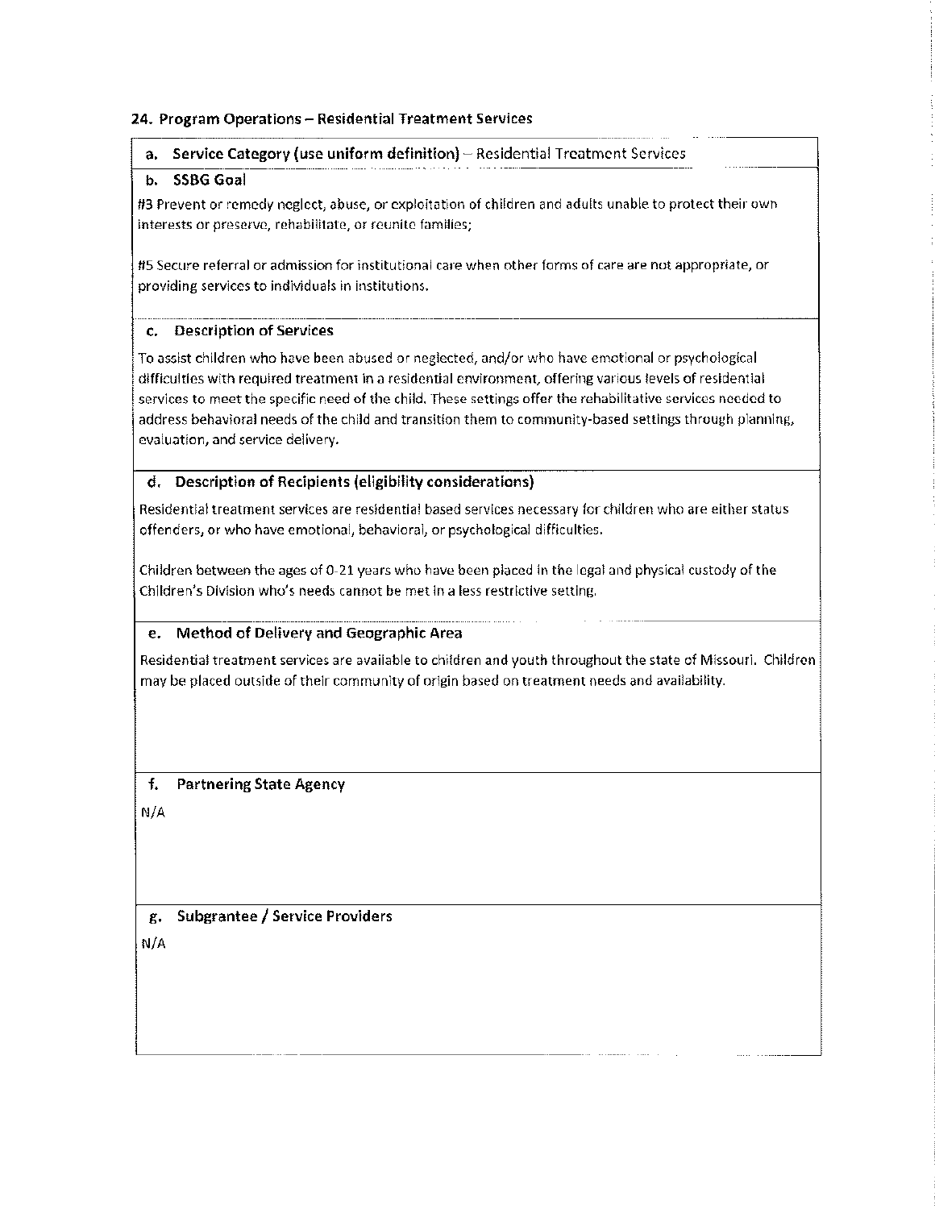## 24. Program Operations – Residential Treatment Services

### a. Service Category (use uniform definition) – Residential Treatment Services

### b. SSBG Goal

#3 Prevent or remedy neglect, abuse, or exploitation of children and adults unable to protect their own interests or preserve, rehabilitate, or reunite families;

#5 Secure referral or admission for institutional care when other forms of care are not appropriate, or providing services to individuals in institutions.

### c. Description of Services

To assist children who have been abused or neglected, and/or who have emotional or psychological difficulties with required treatment in a residential environment, offering various levels of residential services to meet the specific need of the child. These settings offer the rehabilitative services needed to address behavioral needs of the child and transition them to community-based settings through planning, evaluation, and service delivery.

### d. Description of Recipients (eligibility considerations)

Residential treatment services are residential based services necessary for children who are either status offenders, or who have emotional, behavioral, or psychological difficulties.

Children between the ages of 0-21 years who have been placed in the legal and physical custody of the Children's Division who's needs cannot be met in a less restrictive setting.

### e. Method of Delivery and Geographic Area

Residential treatment services are available to children and youth throughout the state of Missouri. Children may be placed outside of their community of origin based on treatment needs and availability.

### f. Partnering State Agency

N/A

### g. Subgrantee / Service Providers

N/A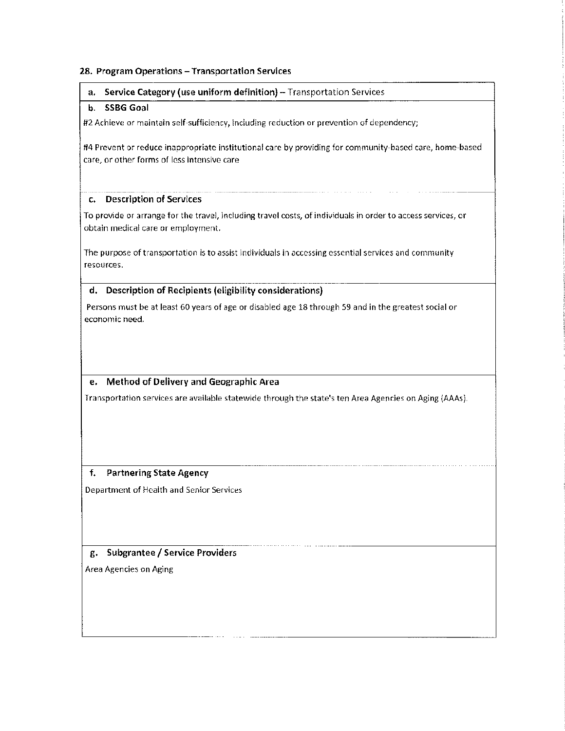### 28. Program Operations – Transportation Services

**a. Service Category (use uniform definition)** – Transportation Services

**b. SSBG Goal**

#2 Achieve or maintain self-sufficiency, including reduction or prevention of dependency;

#4 Prevent or reduce inappropriate institutional care by providing for community-based care, home-based care, or other forms of less intensive care

**c. Description of Services**

To provide or arrange for the travel, including travel costs, of individuals in order to access services, or obtain medical care or employment.

The purpose of transportation is to assist individuals in accessing essential services and community resources.

**d. Description of Recipients (eligibility considerations)**

Persons must be at least 60 years of age or disabled age 18 through 59 and in the greatest social or economic need.

**e. Method of Delivery and Geographic Area**

Transportation services are available statewide through the state's ten Area Agencies on Aging (AAAs).

**f. Partnering State Agency**

Department of Health and Senior Services

**g. Subgrantee / Service Providers**

Area Agencies on Aging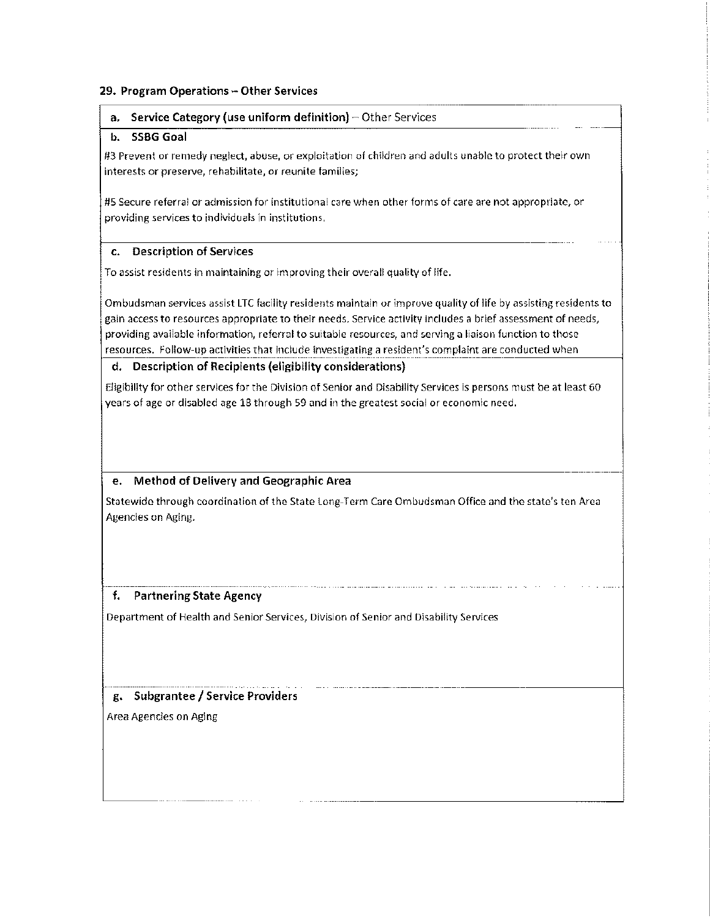## 29. Program Operations – Other Services

**a. Service Category (use uniform definition)** – Other Services

**b. SSBG Goal**

#3 Prevent or remedy neglect, abuse, or exploitation of children and adults unable to protect their own interests or preserve, rehabilitate, or reunite families;

#5 Secure referral or admission for institutional care when other forms of care are not appropriate, or providing services to individuals in institutions.

**c. Description of Services**

To assist residents in maintaining or improving their overall quality of life.

Ombudsman services assist LTC facility residents maintain or improve quality of life by assisting residents to gain access to resources appropriate to their needs. Service activity includes a brief assessment of needs, providing available information, referral to suitable resources, and serving a liaison function to those resources. Follow-up activities that include investigating a resident's complaint are conducted when

**d. Description of Recipients (eligibility considerations)**

Eligibility for other services for the Division of Senior and Disability Services is persons must be at least 60 years of age or disabled age 18 through 59 and in the greatest social or economic need.

**e. Method of Delivery and Geographic Area**

Statewide through coordination of the State Long-Term Care Ombudsman Office and the state's ten Area Agencies on Aging.

**f. Partnering State Agency**

Department of Health and Senior Services, Division of Senior and Disability Services

**g. Subgrantee / Service Providers**

Area Agencies on Aging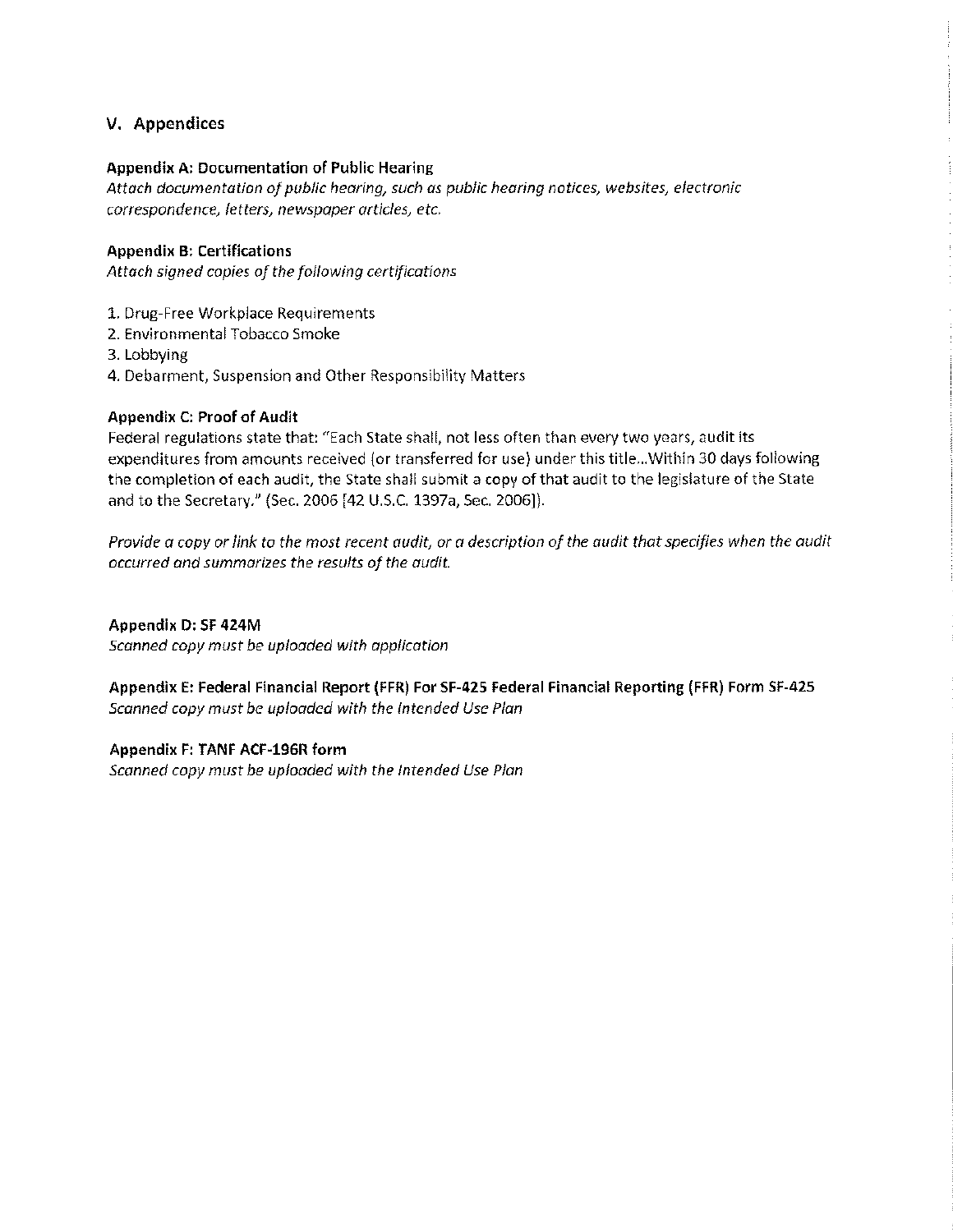## V. Appendices

**Appendix A: Documentation of Public Hearing**
*Attach documentation of public hearing, such as public hearing notices, websites, electronic correspondence, letters, newspaper articles, etc.*

**Appendix B: Certifications**
*Attach signed copies of the following certifications*

1. Drug-Free Workplace Requirements
2. Environmental Tobacco Smoke
3. Lobbying
4. Debarment, Suspension and Other Responsibility Matters

**Appendix C: Proof of Audit**
Federal regulations state that: "Each State shall, not less often than every two years, audit its expenditures from amounts received (or transferred for use) under this title...Within 30 days following the completion of each audit, the State shall submit a copy of that audit to the legislature of the State and to the Secretary." (Sec. 2006 [42 U.S.C. 1397a, Sec. 2006]).

*Provide a copy or link to the most recent audit, or a description of the audit that specifies when the audit occurred and summarizes the results of the audit.*

**Appendix D: SF 424M**
*Scanned copy must be uploaded with application*

**Appendix E: Federal Financial Report (FFR) For SF-425 Federal Financial Reporting (FFR) Form SF-425**
*Scanned copy must be uploaded with the Intended Use Plan*

**Appendix F: TANF ACF-196R form**
*Scanned copy must be uploaded with the Intended Use Plan*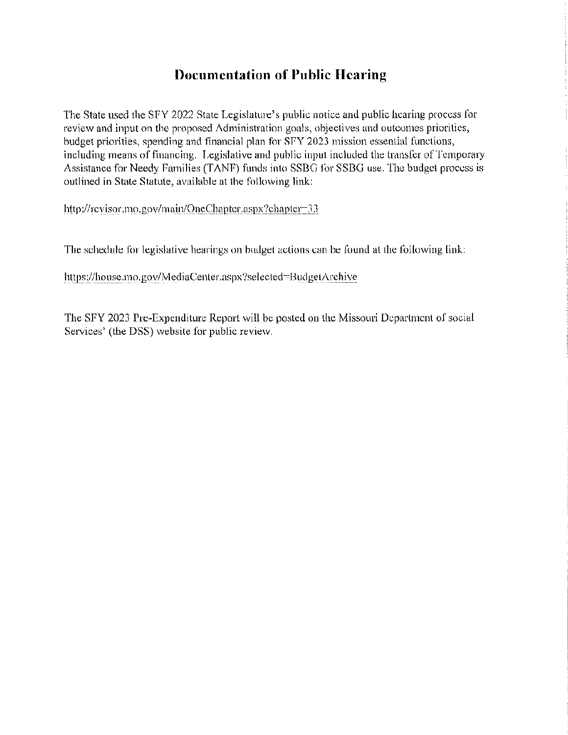# Documentation of Public Hearing

The State used the SFY 2022 State Legislature's public notice and public hearing process for review and input on the proposed Administration goals, objectives and outcomes priorities, budget priorities, spending and financial plan for SFY 2023 mission essential functions, including means of financing. Legislative and public input included the transfer of Temporary Assistance for Needy Families (TANF) funds into SSBG for SSBG use. The budget process is outlined in State Statute, available at the following link:

http://revisor.mo.gov/main/OneChapter.aspx?chapter=33

The schedule for legislative hearings on budget actions can be found at the following link:

https://house.mo.gov/MediaCenter.aspx?selected=BudgetArchive

The SFY 2023 Pre-Expenditure Report will be posted on the Missouri Department of social Services' (the DSS) website for public review.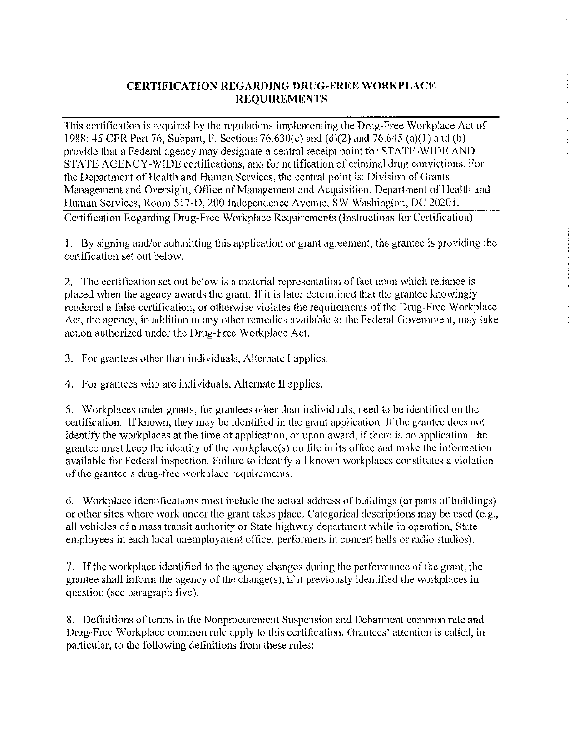## CERTIFICATION REGARDING DRUG-FREE WORKPLACE REQUIREMENTS

This certification is required by the regulations implementing the Drug-Free Workplace Act of 1988: 45 CFR Part 76, Subpart, F. Sections 76.630(c) and (d)(2) and 76.645 (a)(1) and (b) provide that a Federal agency may designate a central receipt point for STATE-WIDE AND STATE AGENCY-WIDE certifications, and for notification of criminal drug convictions. For the Department of Health and Human Services, the central point is: Division of Grants Management and Oversight, Office of Management and Acquisition, Department of Health and Human Services, Room 517-D, 200 Independence Avenue, SW Washington, DC 20201.

Certification Regarding Drug-Free Workplace Requirements (Instructions for Certification)

1. By signing and/or submitting this application or grant agreement, the grantee is providing the certification set out below.

2. The certification set out below is a material representation of fact upon which reliance is placed when the agency awards the grant. If it is later determined that the grantee knowingly rendered a false certification, or otherwise violates the requirements of the Drug-Free Workplace Act, the agency, in addition to any other remedies available to the Federal Government, may take action authorized under the Drug-Free Workplace Act.

3. For grantees other than individuals, Alternate I applies.

4. For grantees who are individuals, Alternate II applies.

5. Workplaces under grants, for grantees other than individuals, need to be identified on the certification. If known, they may be identified in the grant application. If the grantee does not identify the workplaces at the time of application, or upon award, if there is no application, the grantee must keep the identity of the workplace(s) on file in its office and make the information available for Federal inspection. Failure to identify all known workplaces constitutes a violation of the grantee's drug-free workplace requirements.

6. Workplace identifications must include the actual address of buildings (or parts of buildings) or other sites where work under the grant takes place. Categorical descriptions may be used (e.g., all vehicles of a mass transit authority or State highway department while in operation, State employees in each local unemployment office, performers in concert halls or radio studios).

7. If the workplace identified to the agency changes during the performance of the grant, the grantee shall inform the agency of the change(s), if it previously identified the workplaces in question (see paragraph five).

8. Definitions of terms in the Nonprocurement Suspension and Debarment common rule and Drug-Free Workplace common rule apply to this certification. Grantees' attention is called, in particular, to the following definitions from these rules: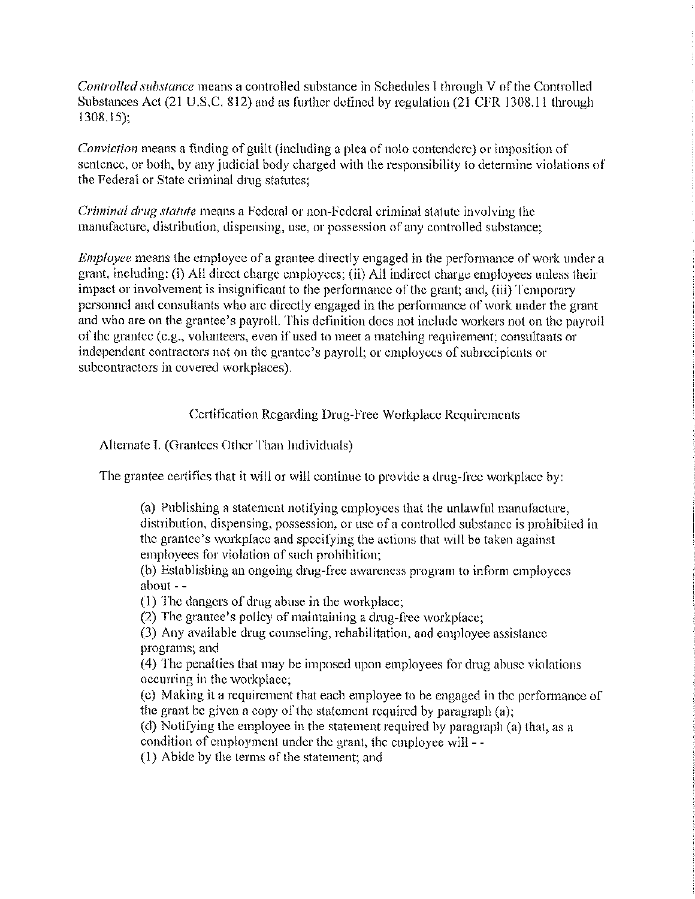*Controlled substance* means a controlled substance in Schedules I through V of the Controlled Substances Act (21 U.S.C. 812) and as further defined by regulation (21 CFR 1308.11 through 1308.15);

*Conviction* means a finding of guilt (including a plea of nolo contendere) or imposition of sentence, or both, by any judicial body charged with the responsibility to determine violations of the Federal or State criminal drug statutes;

*Criminal drug statute* means a Federal or non-Federal criminal statute involving the manufacture, distribution, dispensing, use, or possession of any controlled substance;

*Employee* means the employee of a grantee directly engaged in the performance of work under a grant, including: (i) All direct charge employees; (ii) All indirect charge employees unless their impact or involvement is insignificant to the performance of the grant; and, (iii) Temporary personnel and consultants who are directly engaged in the performance of work under the grant and who are on the grantee's payroll. This definition does not include workers not on the payroll of the grantee (e.g., volunteers, even if used to meet a matching requirement; consultants or independent contractors not on the grantee's payroll; or employees of subrecipients or subcontractors in covered workplaces).

Certification Regarding Drug-Free Workplace Requirements

Alternate I. (Grantees Other Than Individuals)

The grantee certifies that it will or will continue to provide a drug-free workplace by:

(a) Publishing a statement notifying employees that the unlawful manufacture, distribution, dispensing, possession, or use of a controlled substance is prohibited in the grantee's workplace and specifying the actions that will be taken against employees for violation of such prohibition;
(b) Establishing an ongoing drug-free awareness program to inform employees about - -
(1) The dangers of drug abuse in the workplace;
(2) The grantee's policy of maintaining a drug-free workplace;
(3) Any available drug counseling, rehabilitation, and employee assistance programs; and
(4) The penalties that may be imposed upon employees for drug abuse violations occurring in the workplace;
(c) Making it a requirement that each employee to be engaged in the performance of the grant be given a copy of the statement required by paragraph (a);
(d) Notifying the employee in the statement required by paragraph (a) that, as a condition of employment under the grant, the employee will - -
(1) Abide by the terms of the statement; and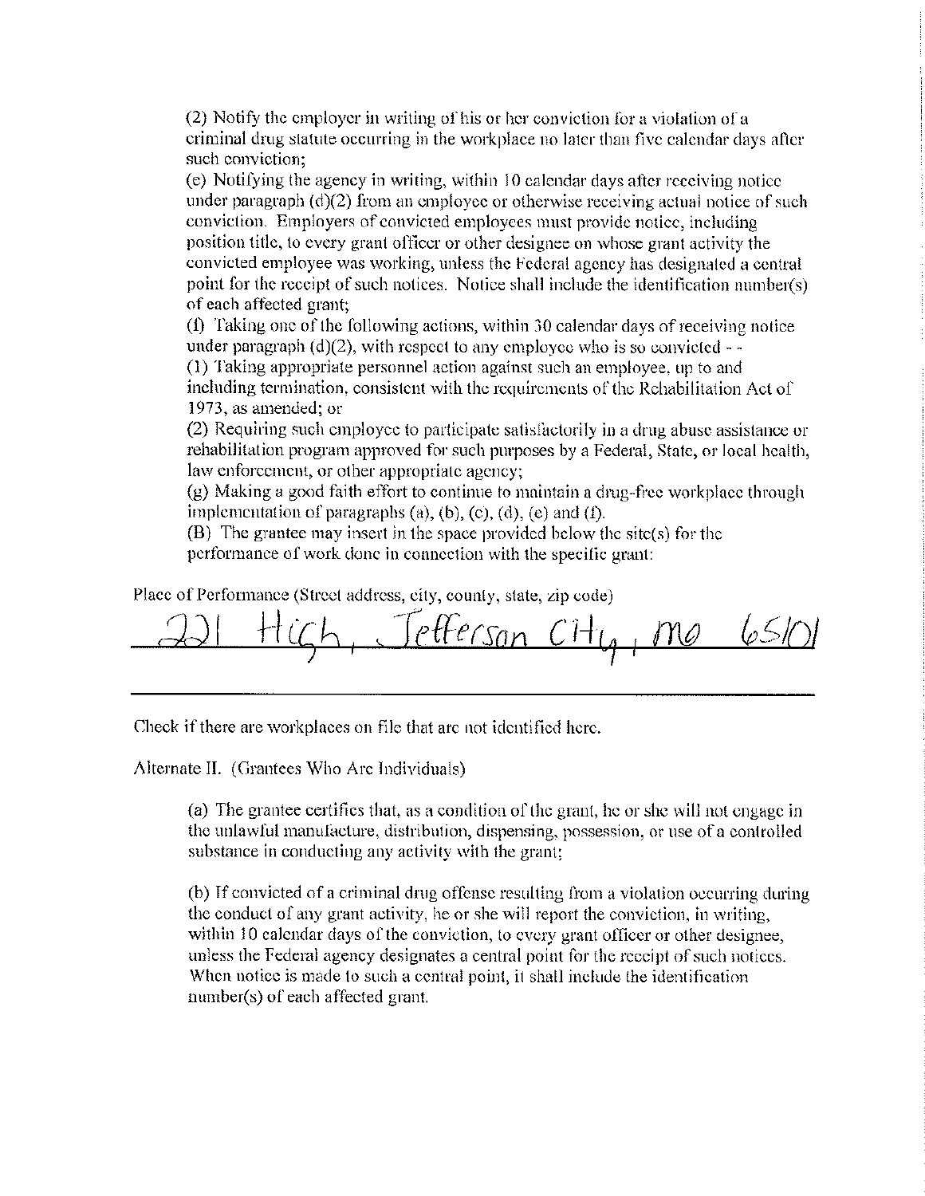(2) Notify the employer in writing of his or her conviction for a violation of a criminal drug statute occurring in the workplace no later than five calendar days after such conviction;

(e) Notifying the agency in writing, within 10 calendar days after receiving notice under paragraph (d)(2) from an employee or otherwise receiving actual notice of such conviction. Employers of convicted employees must provide notice, including position title, to every grant officer or other designee on whose grant activity the convicted employee was working, unless the Federal agency has designated a central point for the receipt of such notices. Notice shall include the identification number(s) of each affected grant;

(f) Taking one of the following actions, within 30 calendar days of receiving notice under paragraph (d)(2), with respect to any employee who is so convicted - -

(1) Taking appropriate personnel action against such an employee, up to and including termination, consistent with the requirements of the Rehabilitation Act of 1973, as amended; or

(2) Requiring such employee to participate satisfactorily in a drug abuse assistance or rehabilitation program approved for such purposes by a Federal, State, or local health, law enforcement, or other appropriate agency;

(g) Making a good faith effort to continue to maintain a drug-free workplace through implementation of paragraphs (a), (b), (c), (d), (e) and (f).

(B) The grantee may insert in the space provided below the site(s) for the performance of work done in connection with the specific grant:

Place of Performance (Street address, city, county, state, zip code)

221 High, Jefferson City, MO 65101

Check if there are workplaces on file that are not identified here.

Alternate II. (Grantees Who Are Individuals)

(a) The grantee certifies that, as a condition of the grant, he or she will not engage in the unlawful manufacture, distribution, dispensing, possession, or use of a controlled substance in conducting any activity with the grant;

(b) If convicted of a criminal drug offense resulting from a violation occurring during the conduct of any grant activity, he or she will report the conviction, in writing, within 10 calendar days of the conviction, to every grant officer or other designee, unless the Federal agency designates a central point for the receipt of such notices. When notice is made to such a central point, it shall include the identification number(s) of each affected grant.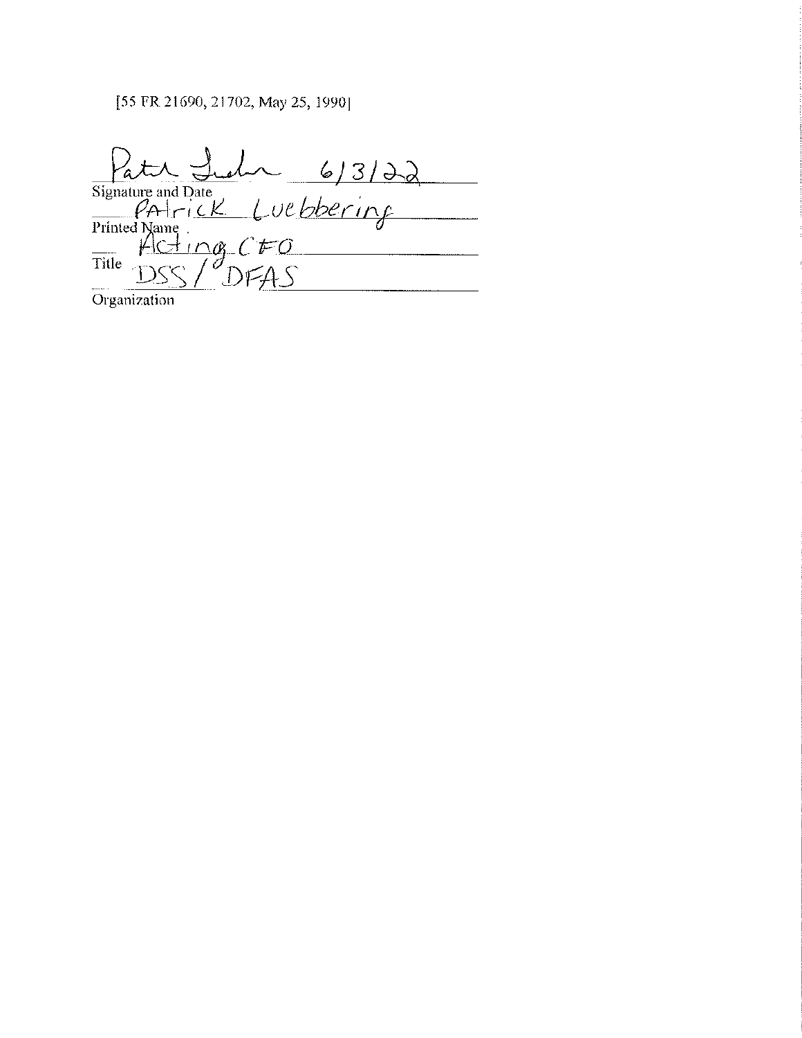[55 FR 21690, 21702, May 25, 1990]

Patrick Luebbering 6/3/22

Signature and Date

PAtrick Luebbering

Printed Name

Acting CFO

Title

DSS / DFAS

Organization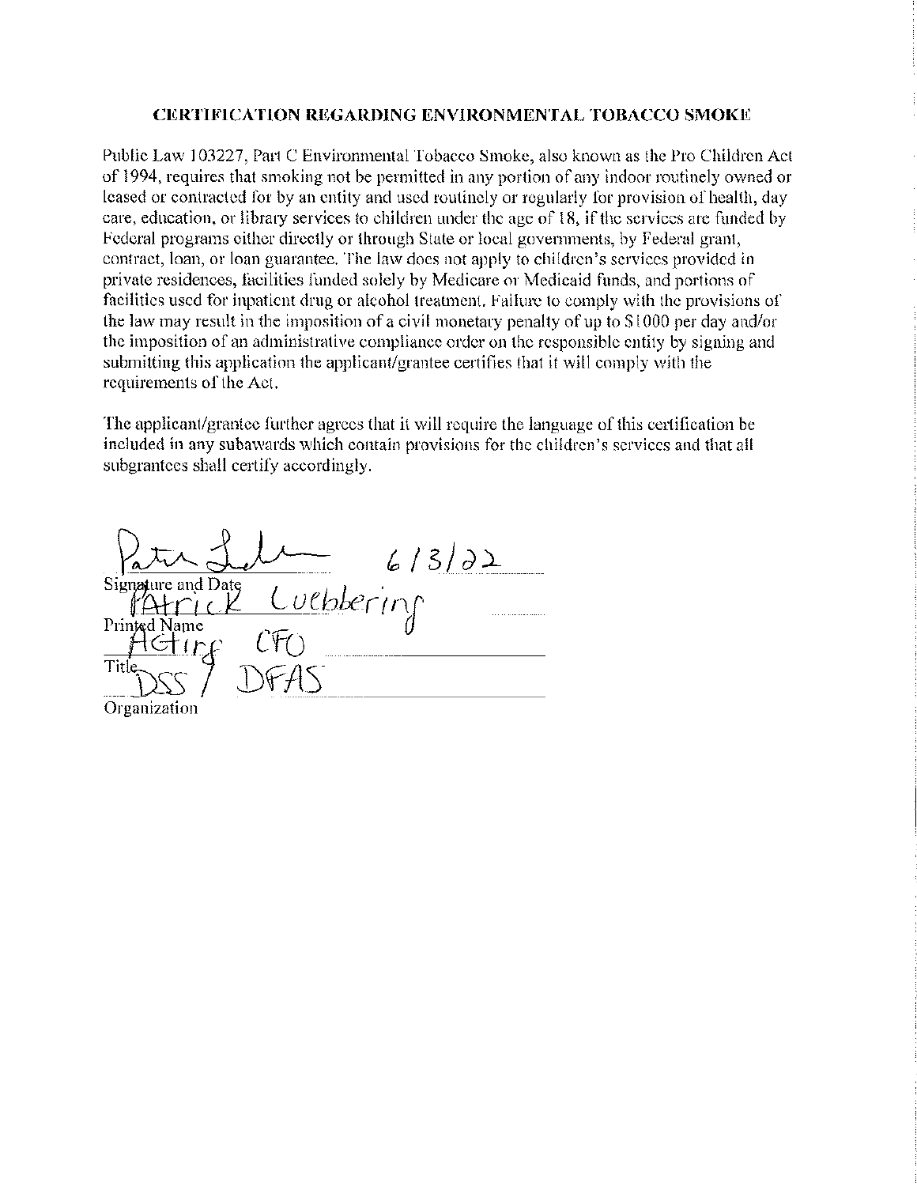## CERTIFICATION REGARDING ENVIRONMENTAL TOBACCO SMOKE

Public Law 103227, Part C Environmental Tobacco Smoke, also known as the Pro Children Act of 1994, requires that smoking not be permitted in any portion of any indoor routinely owned or leased or contracted for by an entity and used routinely or regularly for provision of health, day care, education, or library services to children under the age of 18, if the services are funded by Federal programs either directly or through State or local governments, by Federal grant, contract, loan, or loan guarantee. The law does not apply to children's services provided in private residences, facilities funded solely by Medicare or Medicaid funds, and portions of facilities used for inpatient drug or alcohol treatment. Failure to comply with the provisions of the law may result in the imposition of a civil monetary penalty of up to $1000 per day and/or the imposition of an administrative compliance order on the responsible entity by signing and submitting this application the applicant/grantee certifies that it will comply with the requirements of the Act.

The applicant/grantee further agrees that it will require the language of this certification be included in any subawards which contain provisions for the children's services and that all subgrantees shall certify accordingly.

Patrick Luebbering 6/3/22
Signature and Date

Patrick Luebbering
Printed Name

Acting CFO
Title

DSS / DFAS
Organization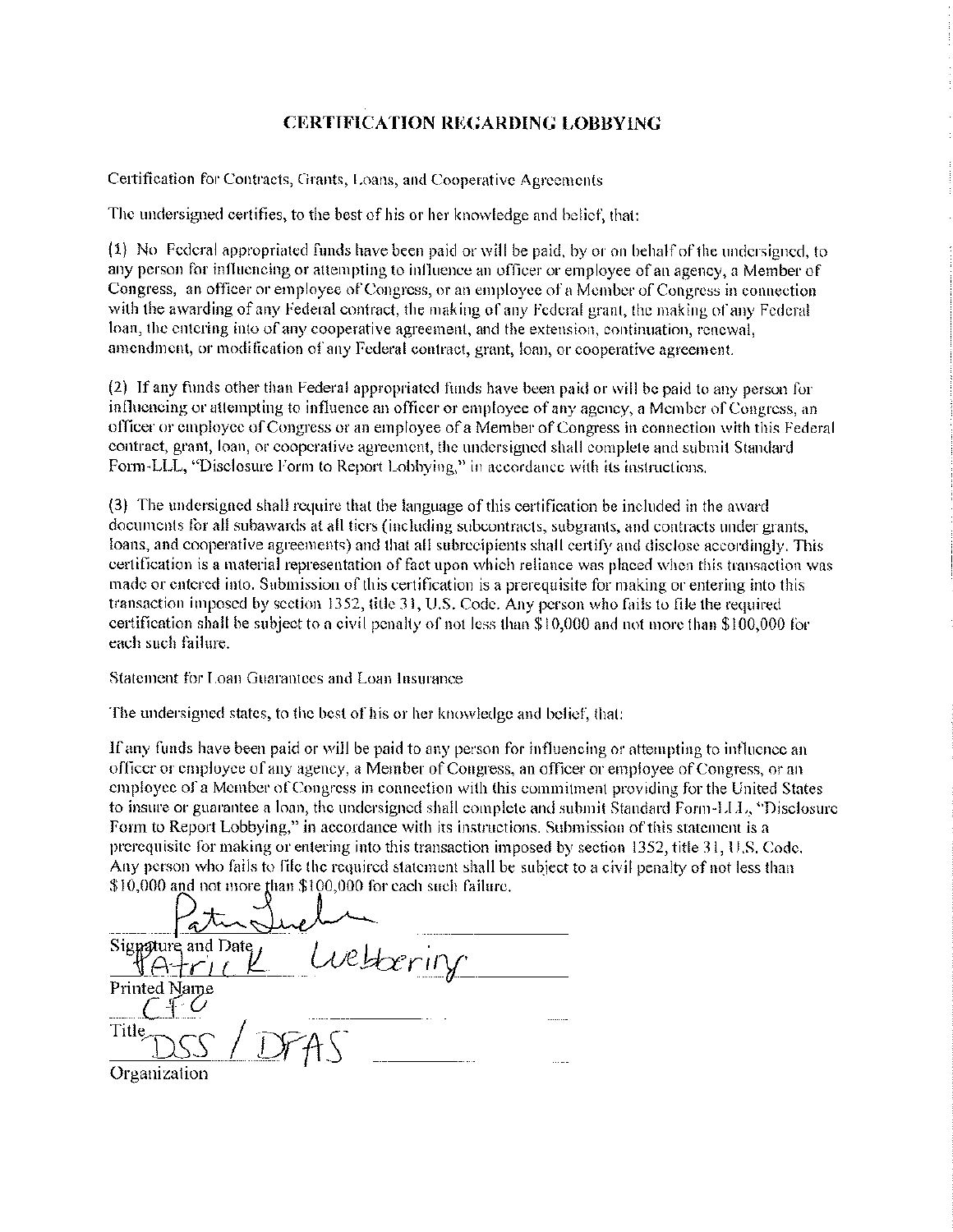# CERTIFICATION REGARDING LOBBYING

Certification for Contracts, Grants, Loans, and Cooperative Agreements

The undersigned certifies, to the best of his or her knowledge and belief, that:

(1) No Federal appropriated funds have been paid or will be paid, by or on behalf of the undersigned, to any person for influencing or attempting to influence an officer or employee of an agency, a Member of Congress, an officer or employee of Congress, or an employee of a Member of Congress in connection with the awarding of any Federal contract, the making of any Federal grant, the making of any Federal loan, the entering into of any cooperative agreement, and the extension, continuation, renewal, amendment, or modification of any Federal contract, grant, loan, or cooperative agreement.

(2) If any funds other than Federal appropriated funds have been paid or will be paid to any person for influencing or attempting to influence an officer or employee of any agency, a Member of Congress, an officer or employee of Congress or an employee of a Member of Congress in connection with this Federal contract, grant, loan, or cooperative agreement, the undersigned shall complete and submit Standard Form-LLL, "Disclosure Form to Report Lobbying," in accordance with its instructions.

(3) The undersigned shall require that the language of this certification be included in the award documents for all subawards at all tiers (including subcontracts, subgrants, and contracts under grants, loans, and cooperative agreements) and that all subrecipients shall certify and disclose accordingly. This certification is a material representation of fact upon which reliance was placed when this transaction was made or entered into. Submission of this certification is a prerequisite for making or entering into this transaction imposed by section 1352, title 31, U.S. Code. Any person who fails to file the required certification shall be subject to a civil penalty of not less than $10,000 and not more than $100,000 for each such failure.

Statement for Loan Guarantees and Loan Insurance

The undersigned states, to the best of his or her knowledge and belief, that:

If any funds have been paid or will be paid to any person for influencing or attempting to influence an officer or employee of any agency, a Member of Congress, an officer or employee of Congress, or an employee of a Member of Congress in connection with this commitment providing for the United States to insure or guarantee a loan, the undersigned shall complete and submit Standard Form-LLL, "Disclosure Form to Report Lobbying," in accordance with its instructions. Submission of this statement is a prerequisite for making or entering into this transaction imposed by section 1352, title 31, U.S. Code. Any person who fails to file the required statement shall be subject to a civil penalty of not less than $10,000 and not more than $100,000 for each such failure.

[Signature]

Signature and Date

Patrick Webbering

Printed Name

CFO

Title

DSS / DFAS

Organization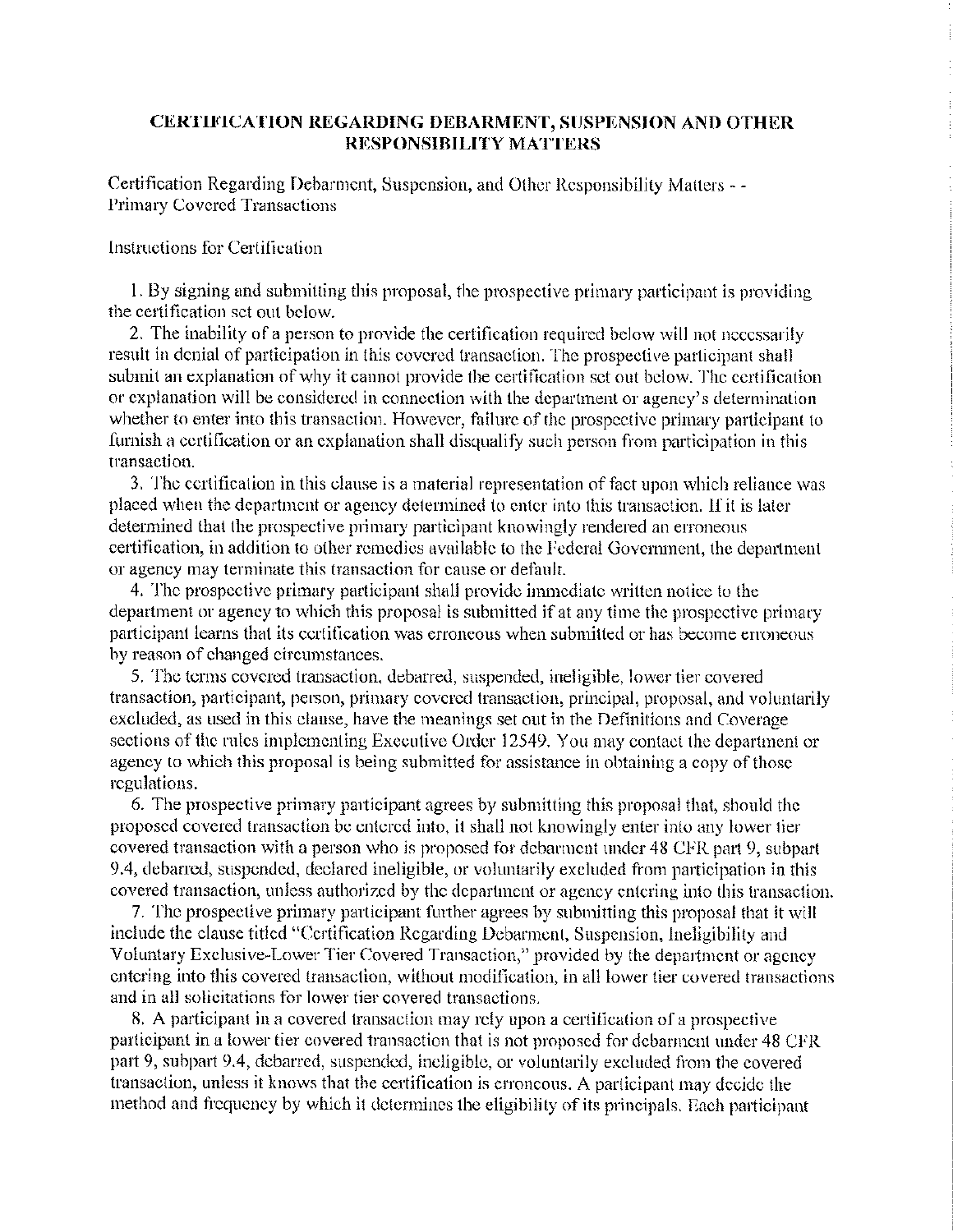# CERTIFICATION REGARDING DEBARMENT, SUSPENSION AND OTHER RESPONSIBILITY MATTERS

Certification Regarding Debarment, Suspension, and Other Responsibility Matters - - Primary Covered Transactions

Instructions for Certification

1. By signing and submitting this proposal, the prospective primary participant is providing the certification set out below.
2. The inability of a person to provide the certification required below will not necessarily result in denial of participation in this covered transaction. The prospective participant shall submit an explanation of why it cannot provide the certification set out below. The certification or explanation will be considered in connection with the department or agency's determination whether to enter into this transaction. However, failure of the prospective primary participant to furnish a certification or an explanation shall disqualify such person from participation in this transaction.
3. The certification in this clause is a material representation of fact upon which reliance was placed when the department or agency determined to enter into this transaction. If it is later determined that the prospective primary participant knowingly rendered an erroneous certification, in addition to other remedies available to the Federal Government, the department or agency may terminate this transaction for cause or default.
4. The prospective primary participant shall provide immediate written notice to the department or agency to which this proposal is submitted if at any time the prospective primary participant learns that its certification was erroneous when submitted or has become erroneous by reason of changed circumstances.
5. The terms covered transaction, debarred, suspended, ineligible, lower tier covered transaction, participant, person, primary covered transaction, principal, proposal, and voluntarily excluded, as used in this clause, have the meanings set out in the Definitions and Coverage sections of the rules implementing Executive Order 12549. You may contact the department or agency to which this proposal is being submitted for assistance in obtaining a copy of those regulations.
6. The prospective primary participant agrees by submitting this proposal that, should the proposed covered transaction be entered into, it shall not knowingly enter into any lower tier covered transaction with a person who is proposed for debarment under 48 CFR part 9, subpart 9.4, debarred, suspended, declared ineligible, or voluntarily excluded from participation in this covered transaction, unless authorized by the department or agency entering into this transaction.
7. The prospective primary participant further agrees by submitting this proposal that it will include the clause titled "Certification Regarding Debarment, Suspension, Ineligibility and Voluntary Exclusive-Lower Tier Covered Transaction," provided by the department or agency entering into this covered transaction, without modification, in all lower tier covered transactions and in all solicitations for lower tier covered transactions.
8. A participant in a covered transaction may rely upon a certification of a prospective participant in a lower tier covered transaction that is not proposed for debarment under 48 CFR part 9, subpart 9.4, debarred, suspended, ineligible, or voluntarily excluded from the covered transaction, unless it knows that the certification is erroneous. A participant may decide the method and frequency by which it determines the eligibility of its principals. Each participant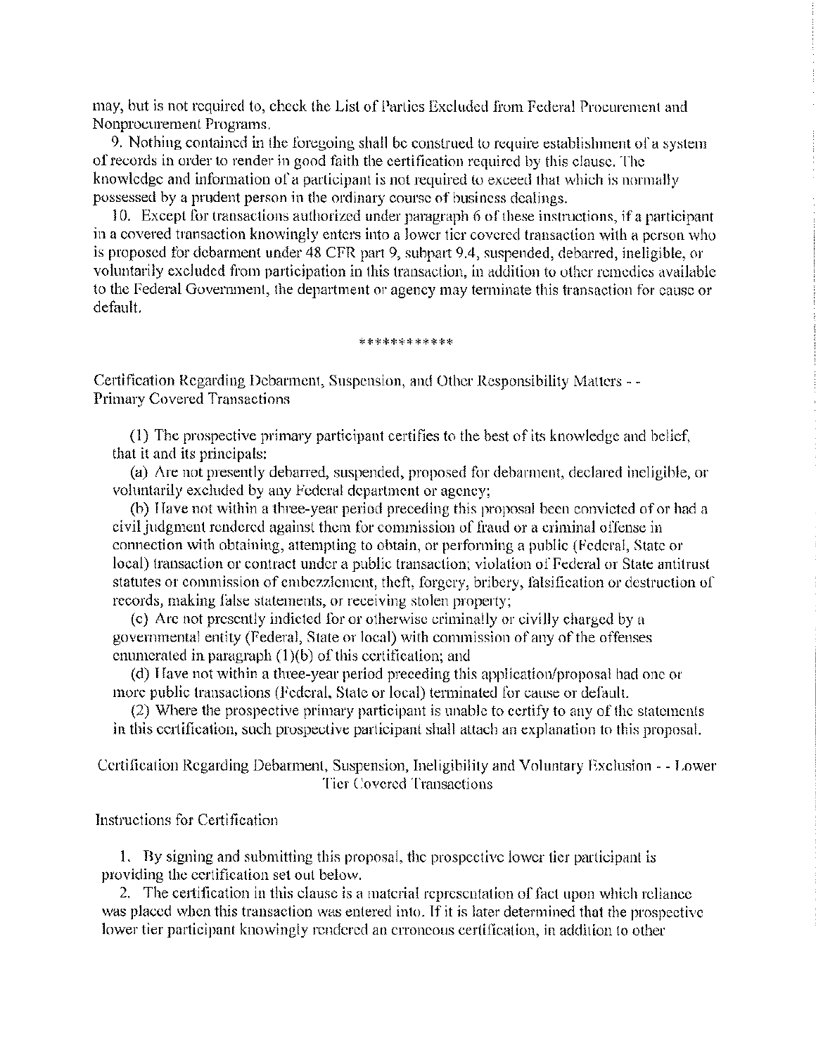may, but is not required to, check the List of Parties Excluded from Federal Procurement and Nonprocurement Programs.

9. Nothing contained in the foregoing shall be construed to require establishment of a system of records in order to render in good faith the certification required by this clause. The knowledge and information of a participant is not required to exceed that which is normally possessed by a prudent person in the ordinary course of business dealings.

10. Except for transactions authorized under paragraph 6 of these instructions, if a participant in a covered transaction knowingly enters into a lower tier covered transaction with a person who is proposed for debarment under 48 CFR part 9, subpart 9.4, suspended, debarred, ineligible, or voluntarily excluded from participation in this transaction, in addition to other remedies available to the Federal Government, the department or agency may terminate this transaction for cause or default.

************

Certification Regarding Debarment, Suspension, and Other Responsibility Matters - - Primary Covered Transactions

(1) The prospective primary participant certifies to the best of its knowledge and belief, that it and its principals:

(a) Are not presently debarred, suspended, proposed for debarment, declared ineligible, or voluntarily excluded by any Federal department or agency;

(b) Have not within a three-year period preceding this proposal been convicted of or had a civil judgment rendered against them for commission of fraud or a criminal offense in connection with obtaining, attempting to obtain, or performing a public (Federal, State or local) transaction or contract under a public transaction; violation of Federal or State antitrust statutes or commission of embezzlement, theft, forgery, bribery, falsification or destruction of records, making false statements, or receiving stolen property;

(c) Are not presently indicted for or otherwise criminally or civilly charged by a governmental entity (Federal, State or local) with commission of any of the offenses enumerated in paragraph (1)(b) of this certification; and

(d) Have not within a three-year period preceding this application/proposal had one or more public transactions (Federal, State or local) terminated for cause or default.

(2) Where the prospective primary participant is unable to certify to any of the statements in this certification, such prospective participant shall attach an explanation to this proposal.

Certification Regarding Debarment, Suspension, Ineligibility and Voluntary Exclusion - - Lower Tier Covered Transactions

Instructions for Certification

1. By signing and submitting this proposal, the prospective lower tier participant is providing the certification set out below.

2. The certification in this clause is a material representation of fact upon which reliance was placed when this transaction was entered into. If it is later determined that the prospective lower tier participant knowingly rendered an erroneous certification, in addition to other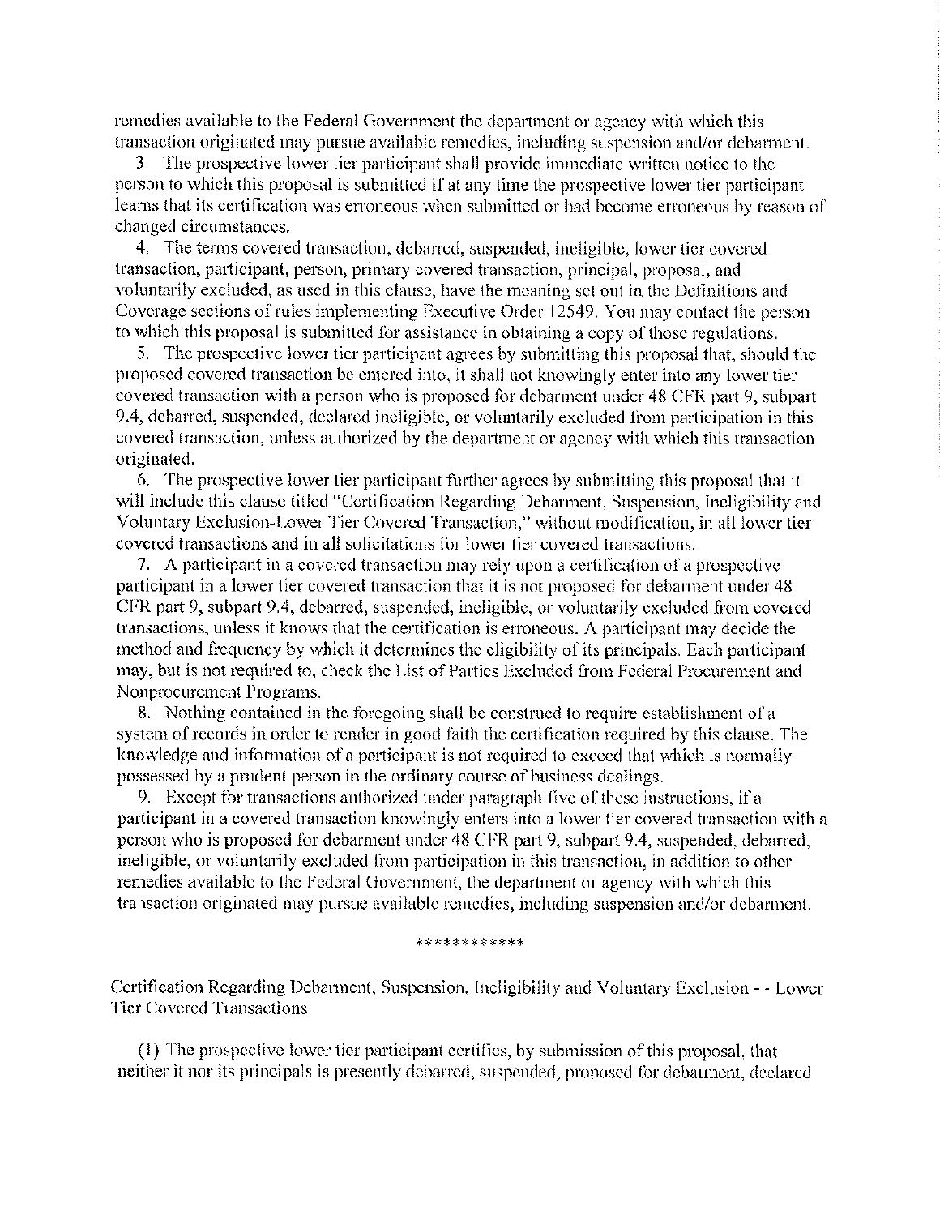remedies available to the Federal Government the department or agency with which this transaction originated may pursue available remedies, including suspension and/or debarment.

3. The prospective lower tier participant shall provide immediate written notice to the person to which this proposal is submitted if at any time the prospective lower tier participant learns that its certification was erroneous when submitted or had become erroneous by reason of changed circumstances.

4. The terms covered transaction, debarred, suspended, ineligible, lower tier covered transaction, participant, person, primary covered transaction, principal, proposal, and voluntarily excluded, as used in this clause, have the meaning set out in the Definitions and Coverage sections of rules implementing Executive Order 12549. You may contact the person to which this proposal is submitted for assistance in obtaining a copy of those regulations.

5. The prospective lower tier participant agrees by submitting this proposal that, should the proposed covered transaction be entered into, it shall not knowingly enter into any lower tier covered transaction with a person who is proposed for debarment under 48 CFR part 9, subpart 9.4, debarred, suspended, declared ineligible, or voluntarily excluded from participation in this covered transaction, unless authorized by the department or agency with which this transaction originated.

6. The prospective lower tier participant further agrees by submitting this proposal that it will include this clause titled "Certification Regarding Debarment, Suspension, Ineligibility and Voluntary Exclusion-Lower Tier Covered Transaction," without modification, in all lower tier covered transactions and in all solicitations for lower tier covered transactions.

7. A participant in a covered transaction may rely upon a certification of a prospective participant in a lower tier covered transaction that it is not proposed for debarment under 48 CFR part 9, subpart 9.4, debarred, suspended, ineligible, or voluntarily excluded from covered transactions, unless it knows that the certification is erroneous. A participant may decide the method and frequency by which it determines the eligibility of its principals. Each participant may, but is not required to, check the List of Parties Excluded from Federal Procurement and Nonprocurement Programs.

8. Nothing contained in the foregoing shall be construed to require establishment of a system of records in order to render in good faith the certification required by this clause. The knowledge and information of a participant is not required to exceed that which is normally possessed by a prudent person in the ordinary course of business dealings.

9. Except for transactions authorized under paragraph five of these instructions, if a participant in a covered transaction knowingly enters into a lower tier covered transaction with a person who is proposed for debarment under 48 CFR part 9, subpart 9.4, suspended, debarred, ineligible, or voluntarily excluded from participation in this transaction, in addition to other remedies available to the Federal Government, the department or agency with which this transaction originated may pursue available remedies, including suspension and/or debarment.

\*\*\*\*\*\*\*\*\*\*\*\*

Certification Regarding Debarment, Suspension, Ineligibility and Voluntary Exclusion - - Lower Tier Covered Transactions

(1) The prospective lower tier participant certifies, by submission of this proposal, that neither it nor its principals is presently debarred, suspended, proposed for debarment, declared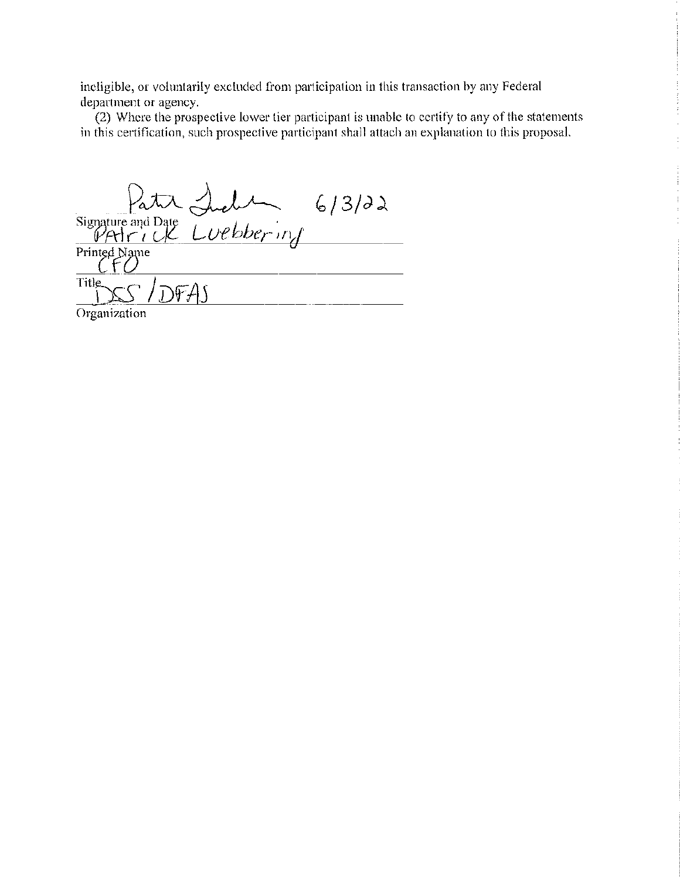ineligible, or voluntarily excluded from participation in this transaction by any Federal department or agency.

(2) Where the prospective lower tier participant is unable to certify to any of the statements in this certification, such prospective participant shall attach an explanation to this proposal.

Patrick Luebbering 6/3/22

Signature and Date

PAtrick Luebbering

Printed Name

CFO

Title

DSS / DFAS

Organization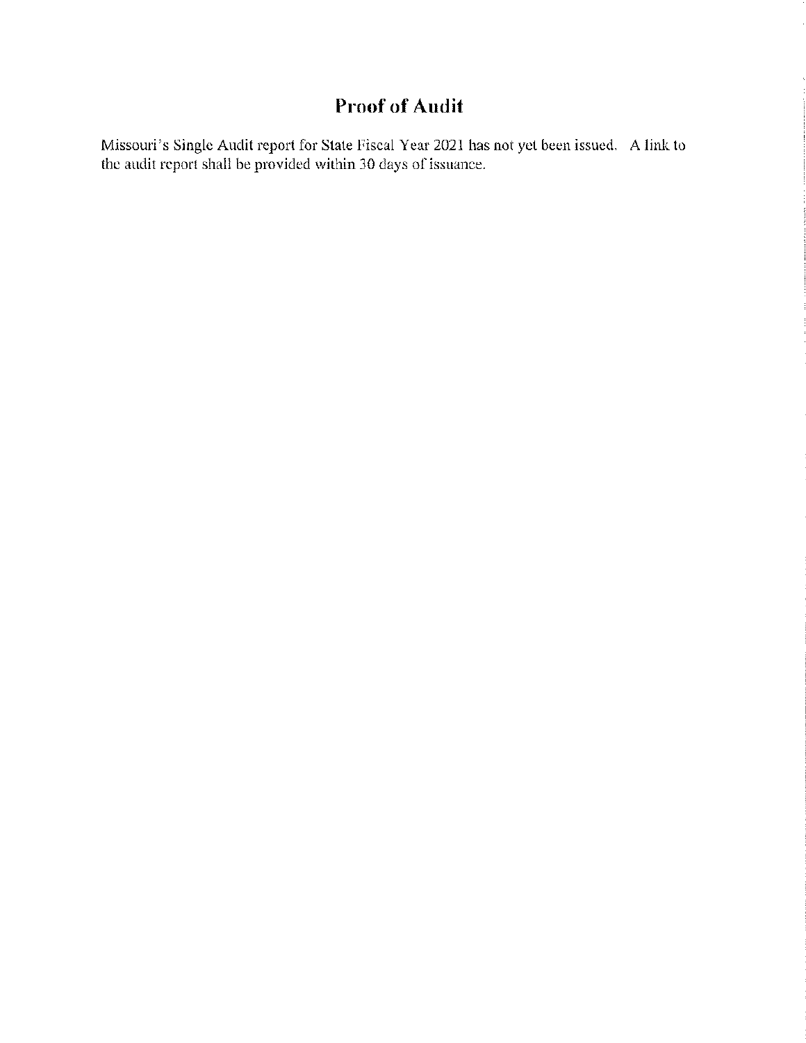# Proof of Audit

Missouri's Single Audit report for State Fiscal Year 2021 has not yet been issued. A link to the audit report shall be provided within 30 days of issuance.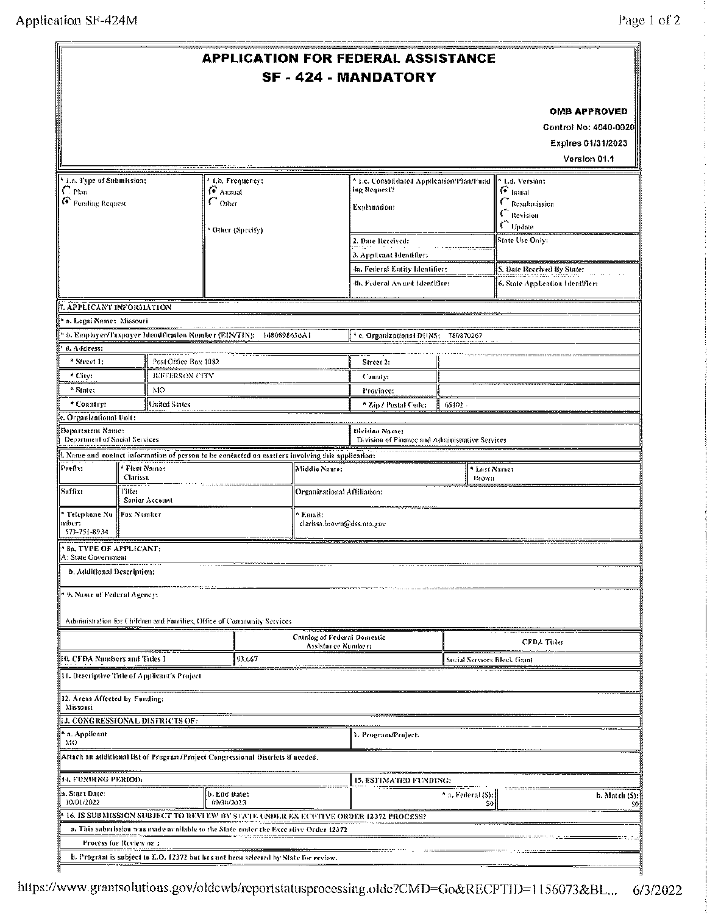# APPLICATION FOR FEDERAL ASSISTANCE

## SF - 424 - MANDATORY

**OMB APPROVED**

Control No: 4040-0020

Expires 01/31/2023

Version 01.1

| * 1.a. Type of Submission: | * 1.b. Frequency: | * 1.c. Consolidated Application/Plan/Funding Request? | * 1.d. Version: |
|---|---|---|---|
| ○ Plan<br>◉ Funding Request | ◉ Annual<br>○ Other<br><br>* Other (Specify) | Explanation: | ◉ Initial<br>○ Resubmission<br>○ Revision<br>○ Update |
| | | 2. Date Received: | State Use Only: |
| | | 3. Applicant Identifier: | |
| | | 4a. Federal Entity Identifier: | 5. Date Received By State: |
| | | 4b. Federal Award Identifier: | 6. State Application Identifier: |

**7. APPLICANT INFORMATION**

* a. Legal Name: Missouri

| * b. Employer/Taxpayer Identification Number (EIN/TIN): 1486898636A1 | * c. Organizational DUNS: 780870267 |
|---|---|

* d. Address:

| | | | |
|---|---|---|---|
| * Street 1: | Post Office Box 1082 | Street 2: | |
| * City: | JEFFERSON CITY | County: | |
| * State: | MO | Province: | |
| * Country: | United States | * Zip / Postal Code: | 65102 - |

e. Organizational Unit:

| Department Name: | Division Name: |
|---|---|
| Department of Social Services | Division of Finance and Administrative Services |

f. Name and contact information of person to be contacted on matters involving this application:

| | | | |
|---|---|---|---|
| Prefix: | * First Name: Clarissa | Middle Name: | * Last Name: Brown |
| Suffix: | Title: Senior Account | Organizational Affiliation: | |
| * Telephone Number: 573-751-8934 | Fax Number | * Email: clarissa.brown@dss.mo.gov | |

* 8a. TYPE OF APPLICANT:
A: State Government

b. Additional Description:

* 9. Name of Federal Agency:

Administration for Children and Families, Office of Community Services

| | Catalog of Federal Domestic Assistance Number: | CFDA Title: |
|---|---|---|
| 10. CFDA Numbers and Titles 1 | 93.667 | Social Services Block Grant |

11. Descriptive Title of Applicant's Project

12. Areas Affected by Funding:
Missouri

**13. CONGRESSIONAL DISTRICTS OF:**

| * a. Applicant | b. Program/Project: |
|---|---|
| MO | |

Attach an additional list of Program/Project Congressional Districts if needed.

| 14. FUNDING PERIOD: | | 15. ESTIMATED FUNDING: | |
|---|---|---|---|
| a. Start Date: 10/01/2022 | b. End Date: 09/30/2023 | * a. Federal ($): $0 | b. Match ($): $0 |

* 16. IS SUBMISSION SUBJECT TO REVIEW BY STATE UNDER EXECUTIVE ORDER 12372 PROCESS?

a. This submission was made available to the State under the Executive Order 12372

Process for Review on :

b. Program is subject to E.O. 12372 but has not been selected by State for review.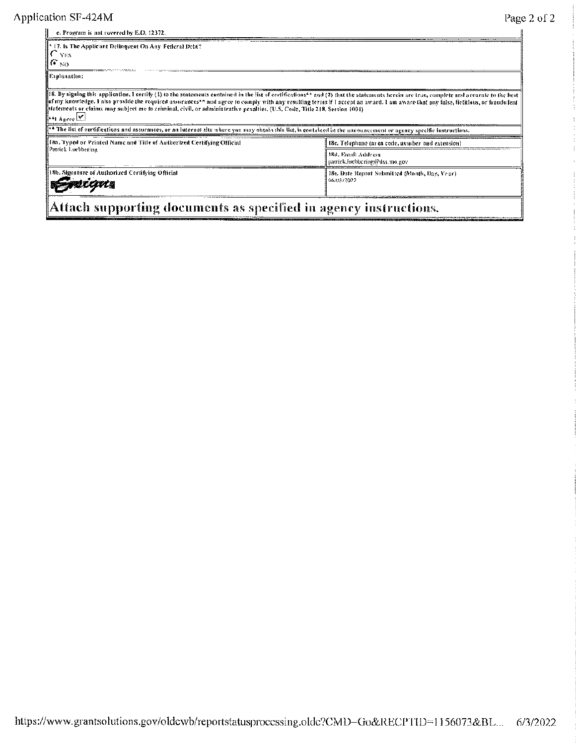c. Program is not covered by E.O. 12372.

\* 17. Is The Applicant Delinquent On Any Federal Debt?

○ YES
◉ NO

Explanation:

18. By signing this application, I certify (1) to the statements contained in the list of certifications\*\* and (2) that the statements herein are true, complete and accurate to the best of my knowledge. I also provide the required assurances\*\* and agree to comply with any resulting terms if I accept an award. I am aware that any false, fictitious, or fraudulent statements or claims may subject me to criminal, civil, or administrative penalties. (U.S. Code, Title 218, Section 1001)

\*\*I Agree ☑

\*\* The list of certifications and assurances, or an internet site where you may obtain this list, is contained in the announcement or agency specific instructions.

| 18a. Typed or Printed Name and Title of Authorized Certifying Official | 18c. Telephone (area code, number and extension) |
|---|---|
| Patrick Luebbering | |
| | 18d. Email Address<br>patrick.luebbering@dss.mo.gov |
| 18b. Signature of Authorized Certifying Official<br>Esign | 18e. Date Report Submitted (Month, Day, Year)<br>06/03/2022 |

**Attach supporting documents as specified in agency instructions.**

https://www.grantsolutions.gov/oldcwb/reportstatusprocessing.oldc?CMD=Go&RECPTID=1156073&BL... 6/3/2022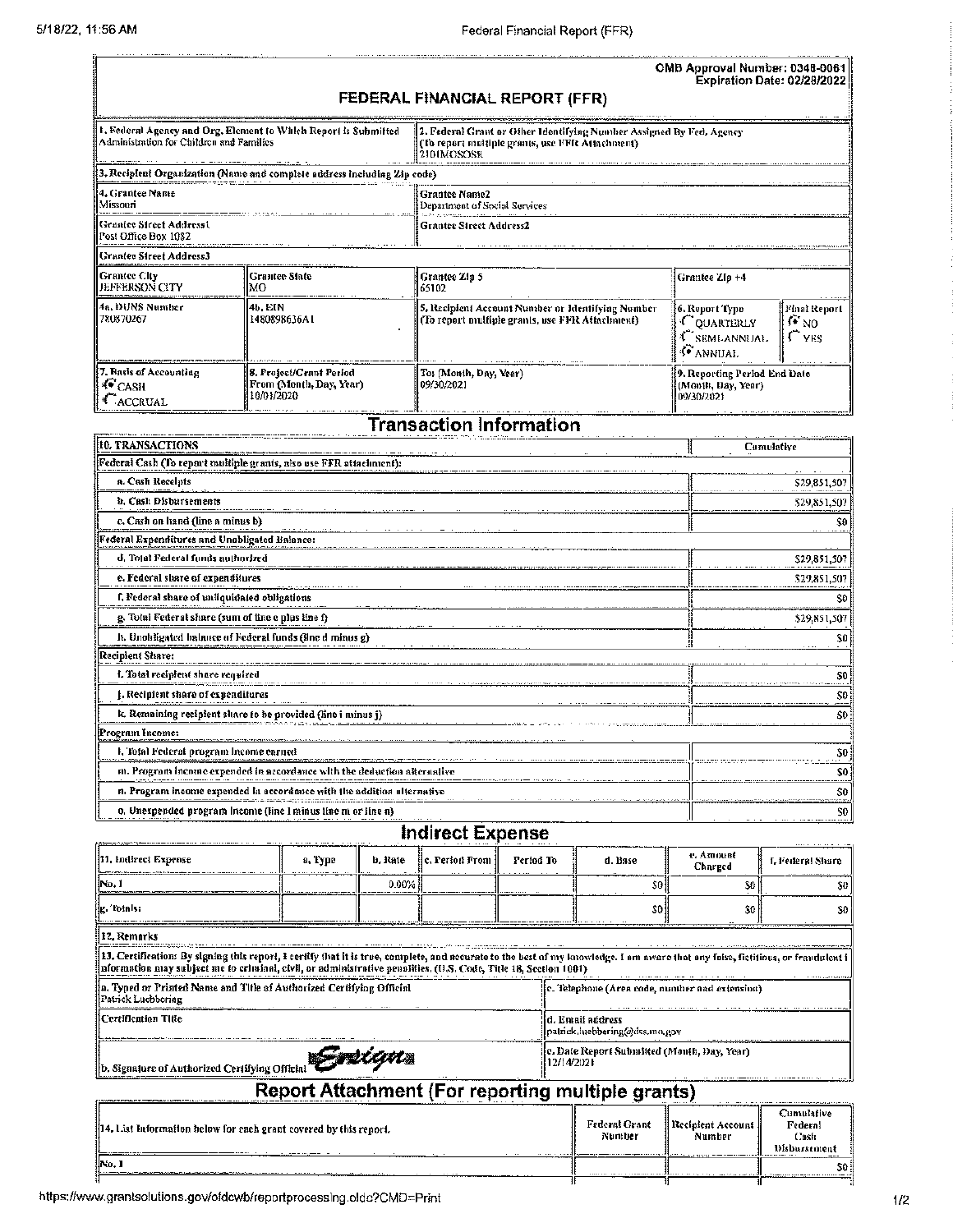OMB Approval Number: 0348-0061
Expiration Date: 02/28/2022

# FEDERAL FINANCIAL REPORT (FFR)

| 1. Federal Agency and Org. Element to Which Report is Submitted | 2. Federal Grant or Other Identifying Number Assigned By Fed. Agency (To report multiple grants, use FFR Attachment) |
|---|---|
| Administration for Children and Families | 2101MOSOSR |

**3. Recipient Organization (Name and complete address including Zip code)**

| 4. Grantee Name | Grantee Name2 |
|---|---|
| Missouri | Department of Social Services |
| **Grantee Street Address1** | **Grantee Street Address2** |
| Post Office Box 1082 | |

**Grantee Street Address3**

| Grantee City | Grantee State | Grantee Zip 5 | Grantee Zip +4 | |
|---|---|---|---|---|
| JEFFERSON CITY | MO | 65102 | | |
| **4a. DUNS Number** | **4b. EIN** | **5. Recipient Account Number or Identifying Number (To report multiple grants, use FFR Attachment)** | **6. Report Type** | **Final Report** |
| 780870267 | 1480898636A1 | | ( ) QUARTERLY ( ) SEMI-ANNUAL (•) ANNUAL | (•) NO ( ) YES |
| **7. Basis of Accounting** | **8. Project/Grant Period From (Month, Day, Year)** | **To: (Month, Day, Year)** | **9. Reporting Period End Date (Month, Day, Year)** | |
| (•) CASH ( ) ACCRUAL | 10/01/2020 | 09/30/2021 | 09/30/2021 | |

## Transaction Information

| 10. TRANSACTIONS | Cumulative |
|---|---|
| **Federal Cash (To report multiple grants, also use FFR attachment):** | |
| a. Cash Receipts | $29,851,507 |
| b. Cash Disbursements | $29,851,507 |
| c. Cash on hand (line a minus b) | $0 |
| **Federal Expenditures and Unobligated Balance:** | |
| d. Total Federal funds authorized | $29,851,507 |
| e. Federal share of expenditures | $29,851,507 |
| f. Federal share of unliquidated obligations | $0 |
| g. Total Federal share (sum of line e plus line f) | $29,851,507 |
| h. Unobligated balance of Federal funds (line d minus g) | $0 |
| **Recipient Share:** | |
| i. Total recipient share required | $0 |
| j. Recipient share of expenditures | $0 |
| k. Remaining recipient share to be provided (line i minus j) | $0 |
| **Program Income:** | |
| l. Total Federal program income earned | $0 |
| m. Program income expended in accordance with the deduction alternative | $0 |
| n. Program income expended in accordance with the addition alternative | $0 |
| o. Unexpended program income (line l minus line m or line n) | $0 |

## Indirect Expense

| 11. Indirect Expense | a. Type | b. Rate | c. Period From | Period To | d. Base | e. Amount Charged | f. Federal Share |
|---|---|---|---|---|---|---|---|
| No. 1 | | 0.00% | | | $0 | $0 | $0 |
| g. Totals: | | | | | $0 | $0 | $0 |

**12. Remarks**

**13. Certification:** By signing this report, I certify that it is true, complete, and accurate to the best of my knowledge. I am aware that any false, fictitious, or fraudulent information may subject me to criminal, civil, or administrative penalties. (U.S. Code, Title 18, Section 1001)

| a. Typed or Printed Name and Title of Authorized Certifying Official | c. Telephone (Area code, number and extension) |
|---|---|
| Patrick Luebbering | |
| **Certification Title** | **d. Email address** |
| | patrick.luebbering@dss.mo.gov |
| **b. Signature of Authorized Certifying Official** Esign | **e. Date Report Submitted (Month, Day, Year)** 12/14/2021 |

## Report Attachment (For reporting multiple grants)

| 14. List information below for each grant covered by this report. | Federal Grant Number | Recipient Account Number | Cumulative Federal Cash Disbursement |
|---|---|---|---|
| No. 1 | | | $0 |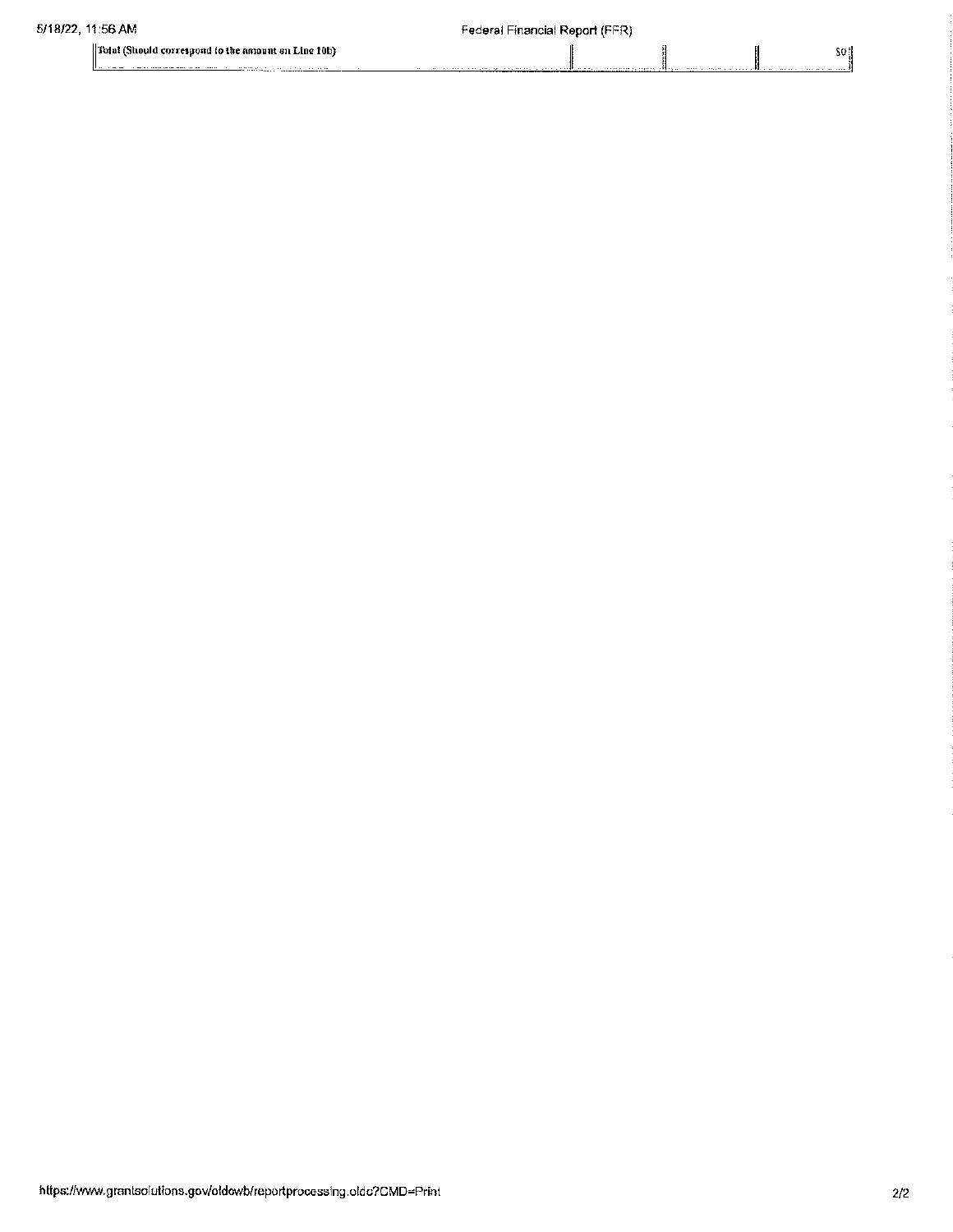| Total (Should correspond to the amount on Line 10b) | | | $0 |
| --- | --- | --- | --- |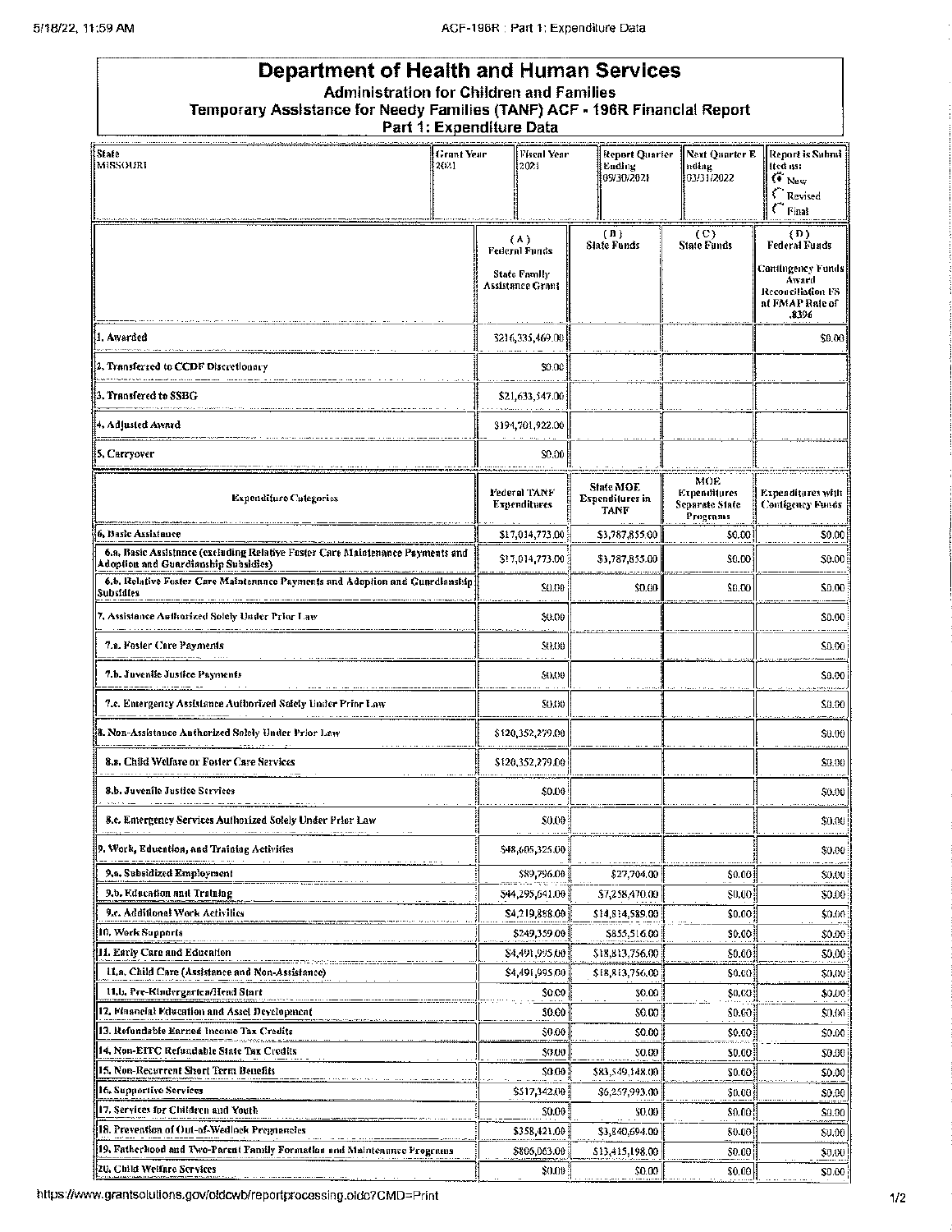# Department of Health and Human Services

## Administration for Children and Families

### Temporary Assistance for Needy Families (TANF) ACF - 196R Financial Report

### Part 1: Expenditure Data

| State | Grant Year | Fiscal Year | Report Quarter Ending | Next Quarter Ending | Report is Submitted as: |
|---|---|---|---|---|---|
| MISSOURI | 2021 | 2021 | 09/30/2021 | 03/31/2022 | (•) New ( ) Revised ( ) Final |

| | (A) Federal Funds State Family Assistance Grant | (B) State Funds | (C) State Funds | (D) Federal Funds Contingency Funds Award Reconciliation FS at FMAP Rate of .8396 |
|---|---|---|---|---|
| 1. Awarded | $216,335,469.00 | | | $0.00 |
| 2. Transfered to CCDF Discretionary | $0.00 | | | |
| 3. Transfered to SSBG | $21,633,547.00 | | | |
| 4. Adjusted Award | $194,701,922.00 | | | |
| 5. Carryover | $0.00 | | | |

| Expenditure Categories | Federal TANF Expenditures | State MOE Expenditures in TANF | MOE Expenditures Separate State Programs | Expenditures with Contigency Funds |
|---|---|---|---|---|
| 6. Basic Assistance | $17,014,773.00 | $3,787,855.00 | $0.00 | $0.00 |
| 6.a. Basic Assistance (excluding Relative Foster Care Maintenance Payments and Adoption and Guardianship Subsidies) | $17,014,773.00 | $3,787,855.00 | $0.00 | $0.00 |
| 6.b. Relative Foster Care Maintenance Payments and Adoption and Guardianship Subsidies | $0.00 | $0.00 | $0.00 | $0.00 |
| 7. Assistance Authorized Solely Under Prior Law | $0.00 | | | $0.00 |
| 7.a. Foster Care Payments | $0.00 | | | $0.00 |
| 7.b. Juvenile Justice Payments | $0.00 | | | $0.00 |
| 7.c. Emergency Assistance Authorized Solely Under Prior Law | $0.00 | | | $0.00 |
| 8. Non-Assistance Authorized Solely Under Prior Law | $120,352,279.00 | | | $0.00 |
| 8.a. Child Welfare or Foster Care Services | $120,352,279.00 | | | $0.00 |
| 8.b. Juvenile Justice Services | $0.00 | | | $0.00 |
| 8.c. Emergency Services Authorized Solely Under Prior Law | $0.00 | | | $0.00 |
| 9. Work, Education, and Training Activities | $48,605,325.00 | | | $0.00 |
| 9.a. Subsidized Employment | $89,796.00 | $27,704.00 | $0.00 | $0.00 |
| 9.b. Education and Training | $44,295,641.00 | $7,258,470.00 | $0.00 | $0.00 |
| 9.c. Additional Work Activities | $4,219,888.00 | $14,814,589.00 | $0.00 | $0.00 |
| 10. Work Supports | $249,359.00 | $855,516.00 | $0.00 | $0.00 |
| 11. Early Care and Education | $4,491,995.00 | $18,813,756.00 | $0.00 | $0.00 |
| 11.a. Child Care (Assistance and Non-Assistance) | $4,491,995.00 | $18,813,756.00 | $0.00 | $0.00 |
| 11.b. Pre-Kindergarten/Head Start | $0.00 | $0.00 | $0.00 | $0.00 |
| 12. Financial Education and Asset Development | $0.00 | $0.00 | $0.00 | $0.00 |
| 13. Refundable Earned Income Tax Credits | $0.00 | $0.00 | $0.00 | $0.00 |
| 14. Non-EITC Refundable State Tax Credits | $0.00 | $0.00 | $0.00 | $0.00 |
| 15. Non-Recurrent Short Term Benefits | $0.00 | $83,549,148.00 | $0.00 | $0.00 |
| 16. Supportive Services | $517,342.00 | $6,257,993.00 | $0.00 | $0.00 |
| 17. Services for Children and Youth | $0.00 | $0.00 | $0.00 | $0.00 |
| 18. Prevention of Out-of-Wedlock Pregnancies | $358,421.00 | $3,840,694.00 | $0.00 | $0.00 |
| 19. Fatherhood and Two-Parent Family Formation and Maintenance Programs | $806,063.00 | $13,415,198.00 | $0.00 | $0.00 |
| 20. Child Welfare Services | $0.00 | $0.00 | $0.00 | $0.00 |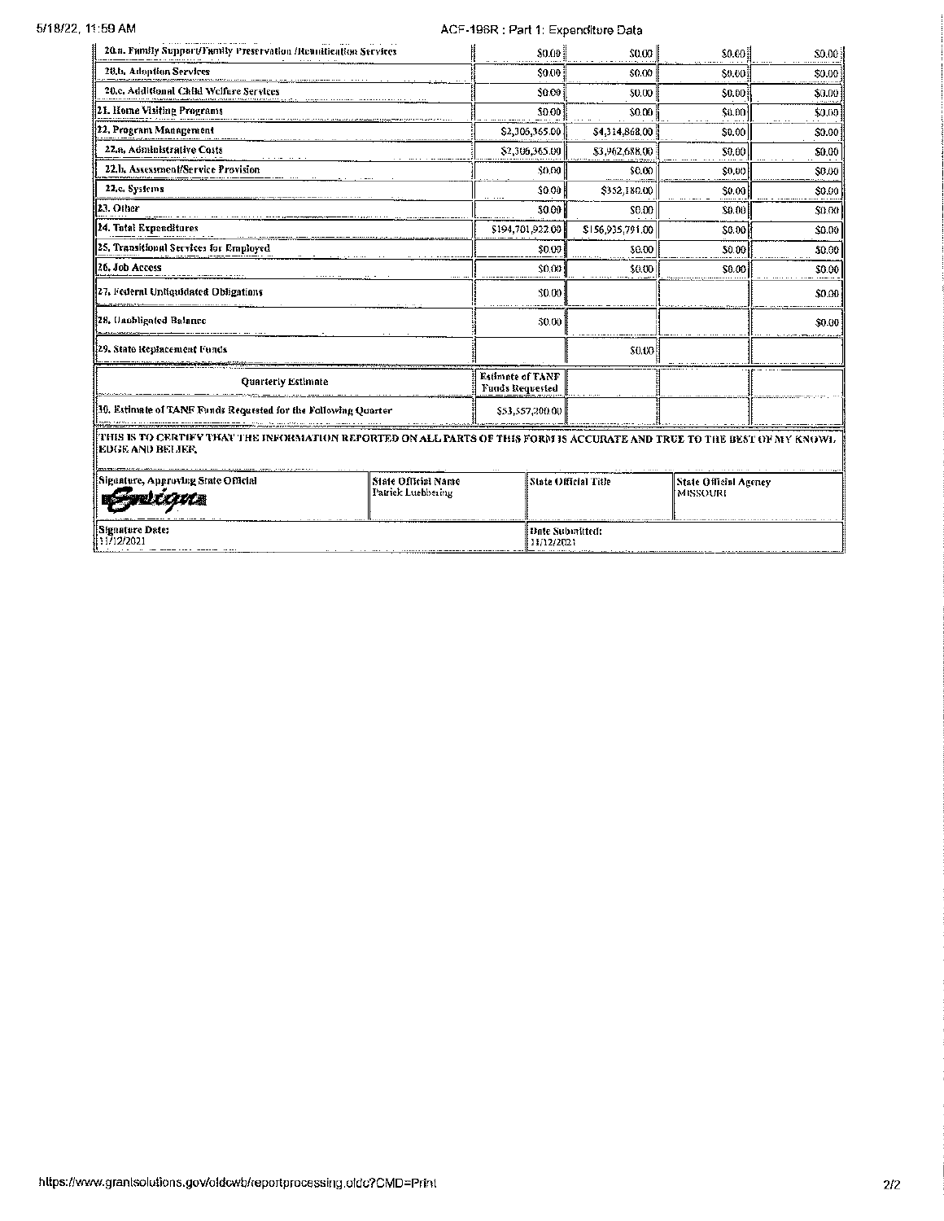| | | | | |
|---|---|---|---|---|
| 20.a. Family Support/Family Preservation /Reunification Services | $0.00 | $0.00 | $0.00 | $0.00 |
| 20.b. Adoption Services | $0.00 | $0.00 | $0.00 | $0.00 |
| 20.c. Additional Child Welfare Services | $0.00 | $0.00 | $0.00 | $0.00 |
| 21. Home Visiting Programs | $0.00 | $0.00 | $0.00 | $0.00 |
| 22. Program Management | $2,306,365.00 | $4,314,868.00 | $0.00 | $0.00 |
| 22.a. Administrative Costs | $2,306,365.00 | $3,962,688.00 | $0.00 | $0.00 |
| 22.b. Assessment/Service Provision | $0.00 | $0.00 | $0.00 | $0.00 |
| 22.c. Systems | $0.00 | $352,180.00 | $0.00 | $0.00 |
| 23. Other | $0.00 | $0.00 | $0.00 | $0.00 |
| 24. Total Expenditures | $194,701,922.00 | $156,935,791.00 | $0.00 | $0.00 |
| 25. Transitional Services for Employed | $0.00 | $0.00 | $0.00 | $0.00 |
| 26. Job Access | $0.00 | $0.00 | $0.00 | $0.00 |
| 27. Federal Unliquidated Obligations | $0.00 | | | $0.00 |
| 28. Unobligated Balance | $0.00 | | | $0.00 |
| 29. State Replacement Funds | | $0.00 | | |
| Quarterly Estimate | Estimate of TANF Funds Requested | | | |
| 30. Estimate of TANF Funds Requested for the Following Quarter | $53,557,200.00 | | | |

THIS IS TO CERTIFY THAT THE INFORMATION REPORTED ON ALL PARTS OF THIS FORM IS ACCURATE AND TRUE TO THE BEST OF MY KNOWLEDGE AND BELIEF.

| Signature, Approving State Official | State Official Name | State Official Title | State Official Agency |
|---|---|---|---|
| Esignature | Patrick Luebbering | | MISSOURI |
| Signature Date: 11/12/2021 | | Date Submitted: 11/12/2021 | |